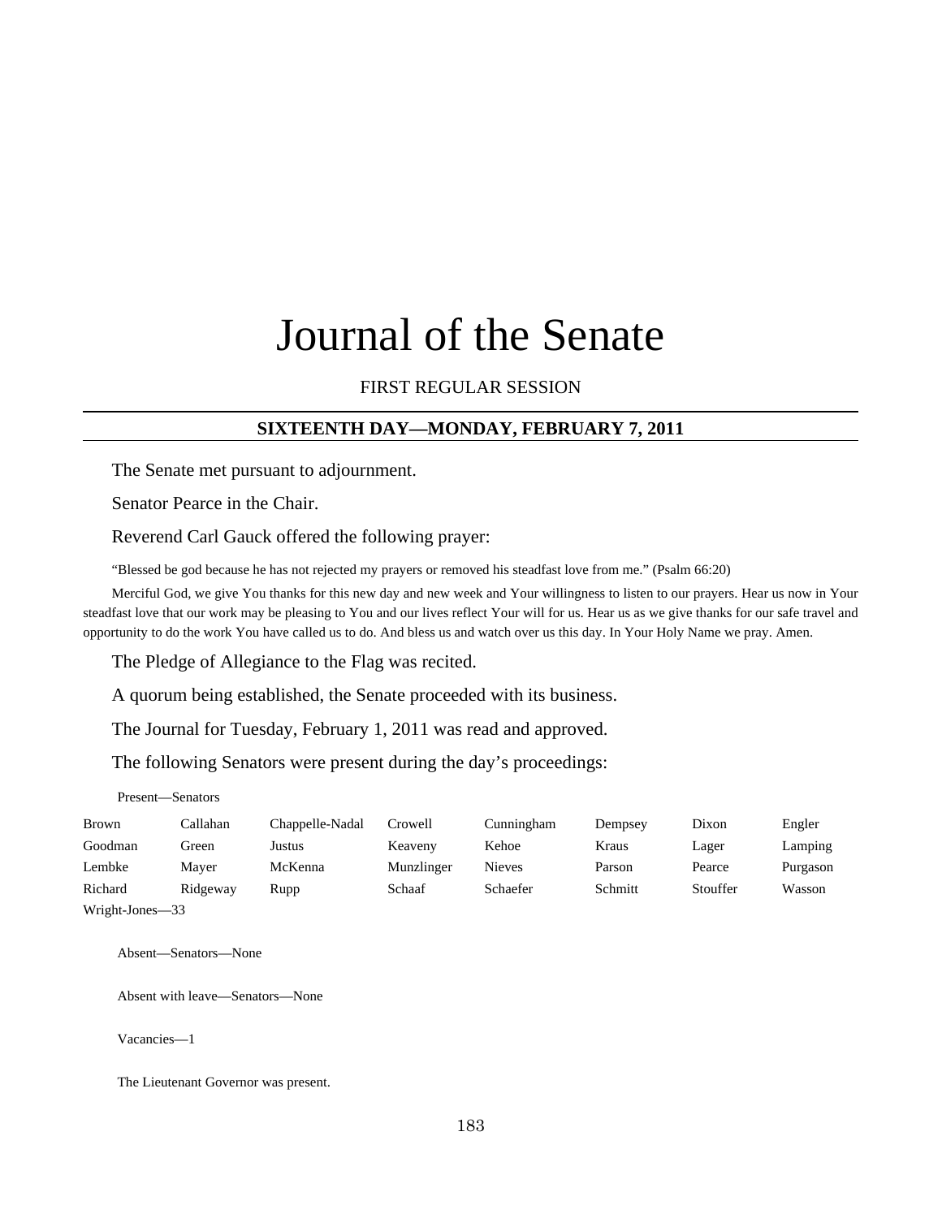# Journal of the Senate

FIRST REGULAR SESSION

## SIXTEENTH DAY—MONDAY, FEBRUARY 7, 2011

The Senate met pursuant to adjournment.

Senator Pearce in the Chair.

Reverend Carl Gauck offered the following prayer:

"Blessed be god because he has not rejected my prayers or removed his steadfast love from me." (Psalm 66:20)

Merciful God, we give You thanks for this new day and new week and Your willingness to listen to our prayers. Hear us now in Your steadfast love that our work may be pleasing to You and our lives reflect Your will for us. Hear us as we give thanks for our safe travel and opportunity to do the work You have called us to do. And bless us and watch over us this day. In Your Holy Name we pray. Amen.

The Pledge of Allegiance to the Flag was recited.

A quorum being established, the Senate proceeded with its business.

The Journal for Tuesday, February 1, 2011 was read and approved.

The following Senators were present during the day's proceedings:

Present—Senators

| | | | | | | | |
|---|---|---|---|---|---|---|---|
| Brown | Callahan | Chappelle-Nadal | Crowell | Cunningham | Dempsey | Dixon | Engler |
| Goodman | Green | Justus | Keaveny | Kehoe | Kraus | Lager | Lamping |
| Lembke | Mayer | McKenna | Munzlinger | Nieves | Parson | Pearce | Purgason |
| Richard | Ridgeway | Rupp | Schaaf | Schaefer | Schmitt | Stouffer | Wasson |
| Wright-Jones—33 | | | | | | | |

Absent—Senators—None

Absent with leave—Senators—None

Vacancies—1

The Lieutenant Governor was present.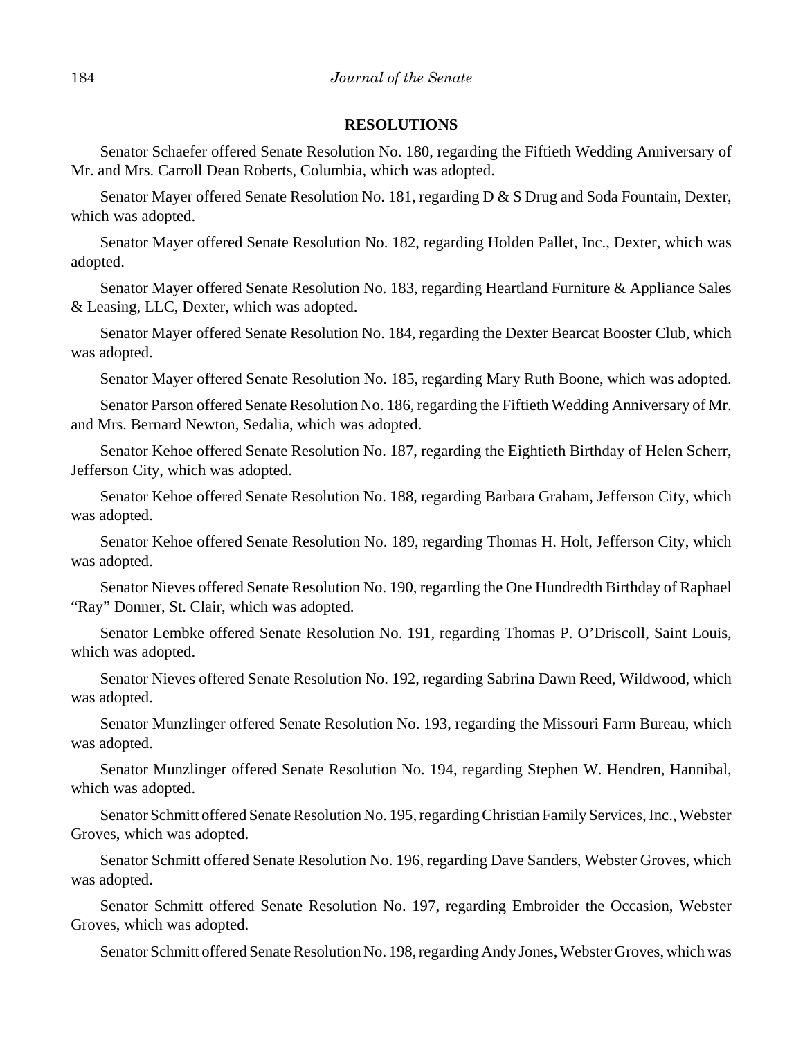## RESOLUTIONS

Senator Schaefer offered Senate Resolution No. 180, regarding the Fiftieth Wedding Anniversary of Mr. and Mrs. Carroll Dean Roberts, Columbia, which was adopted.

Senator Mayer offered Senate Resolution No. 181, regarding D & S Drug and Soda Fountain, Dexter, which was adopted.

Senator Mayer offered Senate Resolution No. 182, regarding Holden Pallet, Inc., Dexter, which was adopted.

Senator Mayer offered Senate Resolution No. 183, regarding Heartland Furniture & Appliance Sales & Leasing, LLC, Dexter, which was adopted.

Senator Mayer offered Senate Resolution No. 184, regarding the Dexter Bearcat Booster Club, which was adopted.

Senator Mayer offered Senate Resolution No. 185, regarding Mary Ruth Boone, which was adopted.

Senator Parson offered Senate Resolution No. 186, regarding the Fiftieth Wedding Anniversary of Mr. and Mrs. Bernard Newton, Sedalia, which was adopted.

Senator Kehoe offered Senate Resolution No. 187, regarding the Eightieth Birthday of Helen Scherr, Jefferson City, which was adopted.

Senator Kehoe offered Senate Resolution No. 188, regarding Barbara Graham, Jefferson City, which was adopted.

Senator Kehoe offered Senate Resolution No. 189, regarding Thomas H. Holt, Jefferson City, which was adopted.

Senator Nieves offered Senate Resolution No. 190, regarding the One Hundredth Birthday of Raphael "Ray" Donner, St. Clair, which was adopted.

Senator Lembke offered Senate Resolution No. 191, regarding Thomas P. O'Driscoll, Saint Louis, which was adopted.

Senator Nieves offered Senate Resolution No. 192, regarding Sabrina Dawn Reed, Wildwood, which was adopted.

Senator Munzlinger offered Senate Resolution No. 193, regarding the Missouri Farm Bureau, which was adopted.

Senator Munzlinger offered Senate Resolution No. 194, regarding Stephen W. Hendren, Hannibal, which was adopted.

Senator Schmitt offered Senate Resolution No. 195, regarding Christian Family Services, Inc., Webster Groves, which was adopted.

Senator Schmitt offered Senate Resolution No. 196, regarding Dave Sanders, Webster Groves, which was adopted.

Senator Schmitt offered Senate Resolution No. 197, regarding Embroider the Occasion, Webster Groves, which was adopted.

Senator Schmitt offered Senate Resolution No. 198, regarding Andy Jones, Webster Groves, which was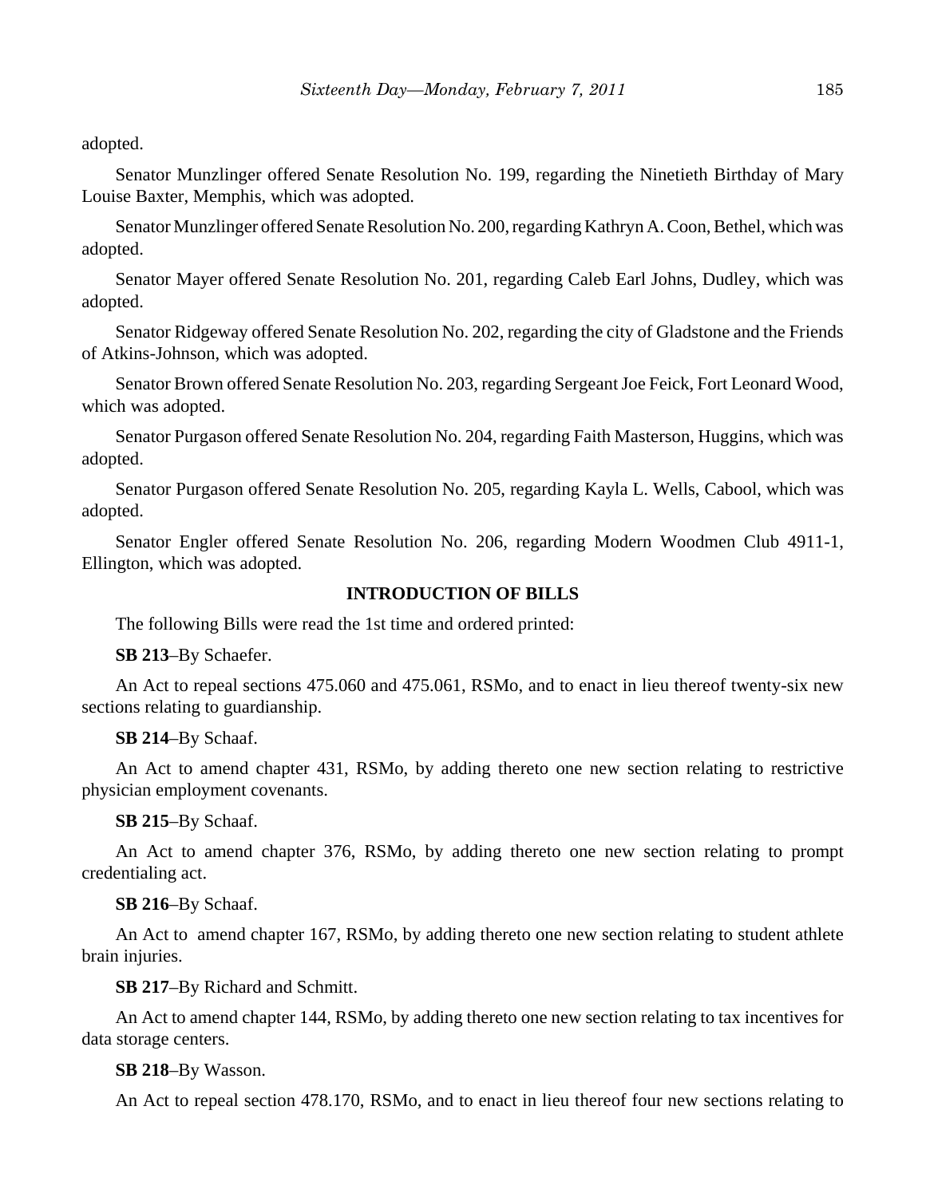adopted.

Senator Munzlinger offered Senate Resolution No. 199, regarding the Ninetieth Birthday of Mary Louise Baxter, Memphis, which was adopted.

Senator Munzlinger offered Senate Resolution No. 200, regarding Kathryn A. Coon, Bethel, which was adopted.

Senator Mayer offered Senate Resolution No. 201, regarding Caleb Earl Johns, Dudley, which was adopted.

Senator Ridgeway offered Senate Resolution No. 202, regarding the city of Gladstone and the Friends of Atkins-Johnson, which was adopted.

Senator Brown offered Senate Resolution No. 203, regarding Sergeant Joe Feick, Fort Leonard Wood, which was adopted.

Senator Purgason offered Senate Resolution No. 204, regarding Faith Masterson, Huggins, which was adopted.

Senator Purgason offered Senate Resolution No. 205, regarding Kayla L. Wells, Cabool, which was adopted.

Senator Engler offered Senate Resolution No. 206, regarding Modern Woodmen Club 4911-1, Ellington, which was adopted.

## INTRODUCTION OF BILLS

The following Bills were read the 1st time and ordered printed:

**SB 213**–By Schaefer.

An Act to repeal sections 475.060 and 475.061, RSMo, and to enact in lieu thereof twenty-six new sections relating to guardianship.

**SB 214**–By Schaaf.

An Act to amend chapter 431, RSMo, by adding thereto one new section relating to restrictive physician employment covenants.

**SB 215**–By Schaaf.

An Act to amend chapter 376, RSMo, by adding thereto one new section relating to prompt credentialing act.

**SB 216**–By Schaaf.

An Act to amend chapter 167, RSMo, by adding thereto one new section relating to student athlete brain injuries.

**SB 217**–By Richard and Schmitt.

An Act to amend chapter 144, RSMo, by adding thereto one new section relating to tax incentives for data storage centers.

**SB 218**–By Wasson.

An Act to repeal section 478.170, RSMo, and to enact in lieu thereof four new sections relating to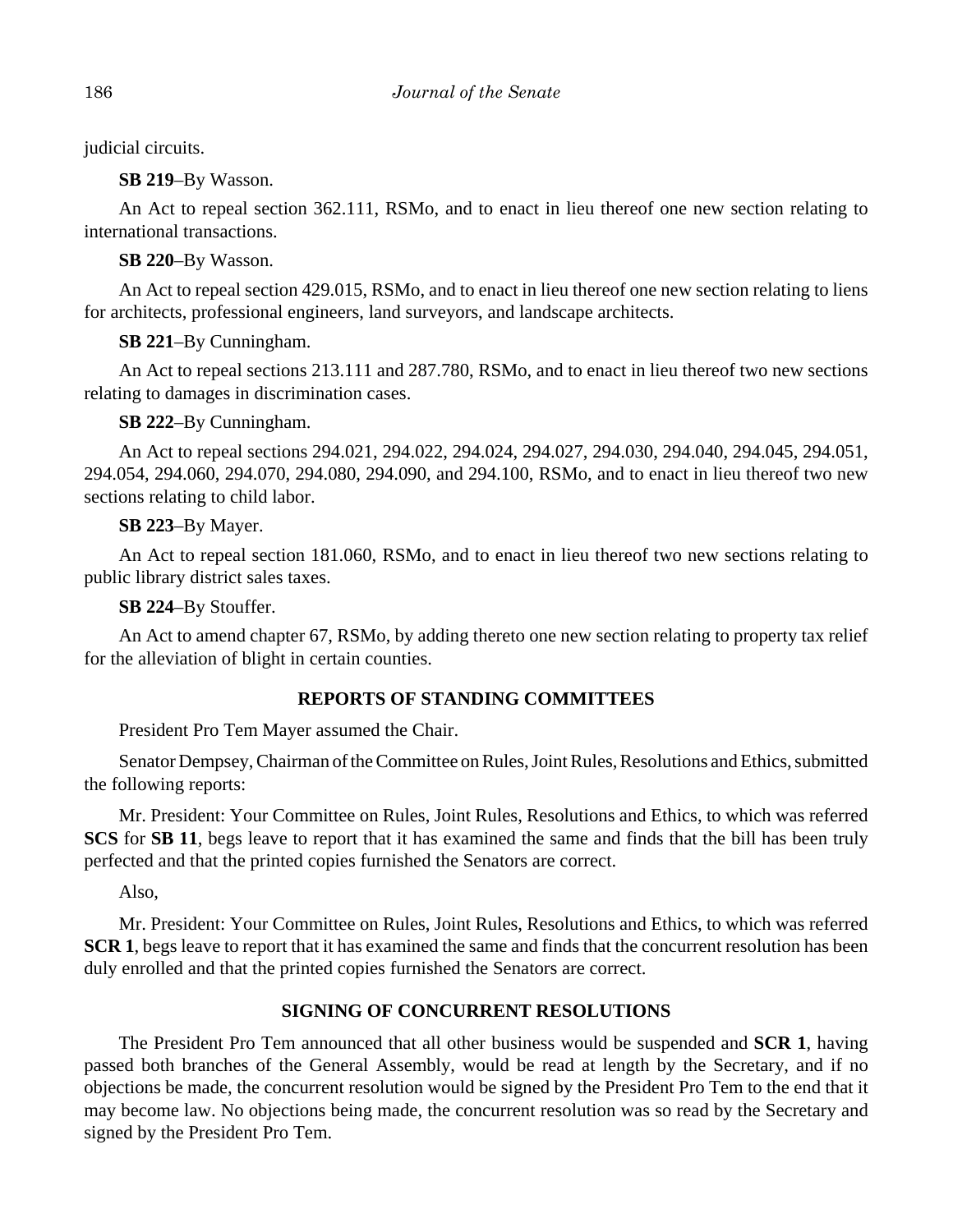judicial circuits.

**SB 219**–By Wasson.

An Act to repeal section 362.111, RSMo, and to enact in lieu thereof one new section relating to international transactions.

**SB 220**–By Wasson.

An Act to repeal section 429.015, RSMo, and to enact in lieu thereof one new section relating to liens for architects, professional engineers, land surveyors, and landscape architects.

**SB 221**–By Cunningham.

An Act to repeal sections 213.111 and 287.780, RSMo, and to enact in lieu thereof two new sections relating to damages in discrimination cases.

**SB 222**–By Cunningham.

An Act to repeal sections 294.021, 294.022, 294.024, 294.027, 294.030, 294.040, 294.045, 294.051, 294.054, 294.060, 294.070, 294.080, 294.090, and 294.100, RSMo, and to enact in lieu thereof two new sections relating to child labor.

**SB 223**–By Mayer.

An Act to repeal section 181.060, RSMo, and to enact in lieu thereof two new sections relating to public library district sales taxes.

**SB 224**–By Stouffer.

An Act to amend chapter 67, RSMo, by adding thereto one new section relating to property tax relief for the alleviation of blight in certain counties.

## REPORTS OF STANDING COMMITTEES

President Pro Tem Mayer assumed the Chair.

Senator Dempsey, Chairman of the Committee on Rules, Joint Rules, Resolutions and Ethics, submitted the following reports:

Mr. President: Your Committee on Rules, Joint Rules, Resolutions and Ethics, to which was referred **SCS** for **SB 11**, begs leave to report that it has examined the same and finds that the bill has been truly perfected and that the printed copies furnished the Senators are correct.

Also,

Mr. President: Your Committee on Rules, Joint Rules, Resolutions and Ethics, to which was referred **SCR 1**, begs leave to report that it has examined the same and finds that the concurrent resolution has been duly enrolled and that the printed copies furnished the Senators are correct.

## SIGNING OF CONCURRENT RESOLUTIONS

The President Pro Tem announced that all other business would be suspended and **SCR 1**, having passed both branches of the General Assembly, would be read at length by the Secretary, and if no objections be made, the concurrent resolution would be signed by the President Pro Tem to the end that it may become law. No objections being made, the concurrent resolution was so read by the Secretary and signed by the President Pro Tem.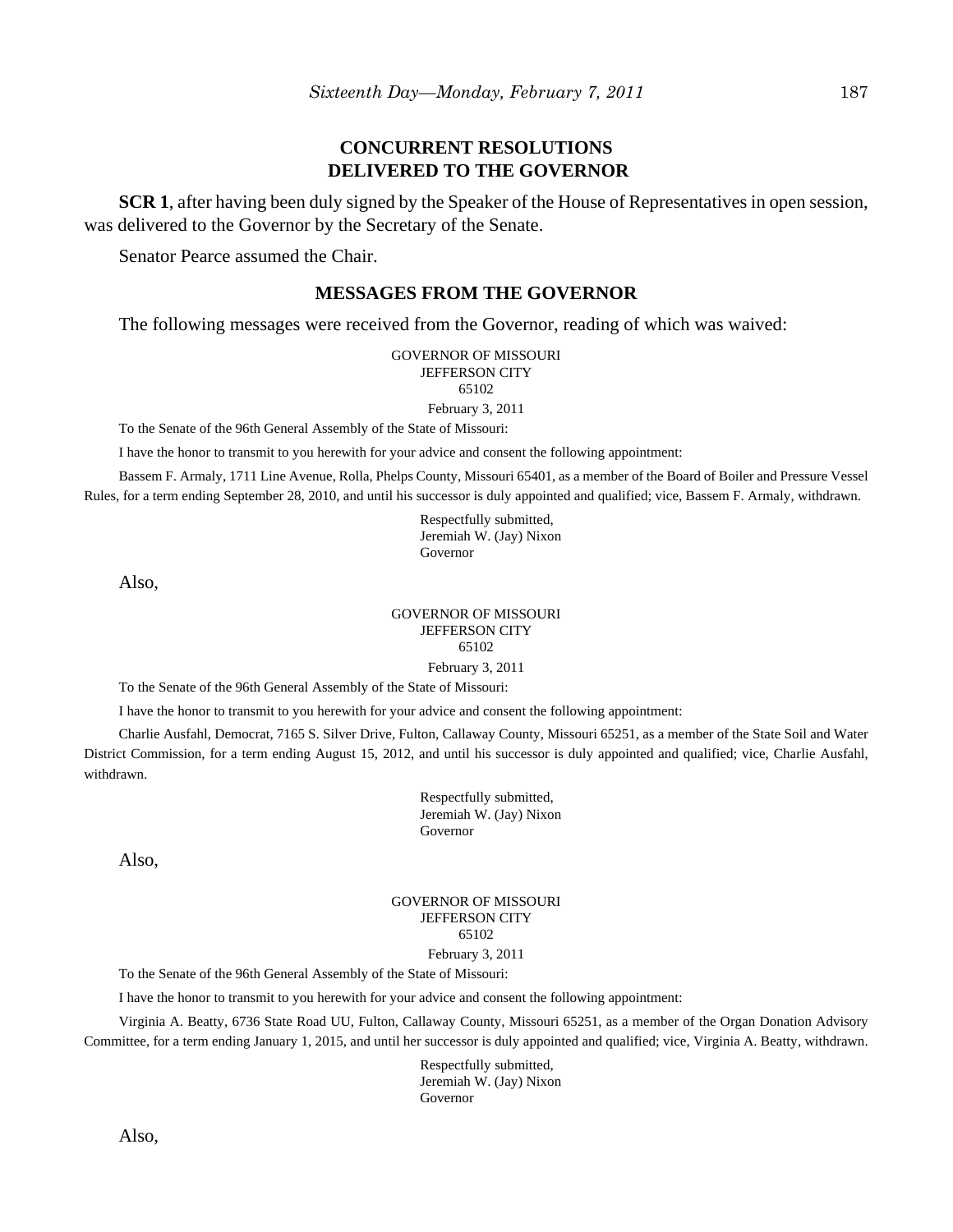## CONCURRENT RESOLUTIONS DELIVERED TO THE GOVERNOR

**SCR 1**, after having been duly signed by the Speaker of the House of Representatives in open session, was delivered to the Governor by the Secretary of the Senate.

Senator Pearce assumed the Chair.

## MESSAGES FROM THE GOVERNOR

The following messages were received from the Governor, reading of which was waived:

GOVERNOR OF MISSOURI
JEFFERSON CITY
65102

February 3, 2011

To the Senate of the 96th General Assembly of the State of Missouri:

I have the honor to transmit to you herewith for your advice and consent the following appointment:

Bassem F. Armaly, 1711 Line Avenue, Rolla, Phelps County, Missouri 65401, as a member of the Board of Boiler and Pressure Vessel Rules, for a term ending September 28, 2010, and until his successor is duly appointed and qualified; vice, Bassem F. Armaly, withdrawn.

Respectfully submitted,
Jeremiah W. (Jay) Nixon
Governor

Also,

GOVERNOR OF MISSOURI
JEFFERSON CITY
65102

February 3, 2011

To the Senate of the 96th General Assembly of the State of Missouri:

I have the honor to transmit to you herewith for your advice and consent the following appointment:

Charlie Ausfahl, Democrat, 7165 S. Silver Drive, Fulton, Callaway County, Missouri 65251, as a member of the State Soil and Water District Commission, for a term ending August 15, 2012, and until his successor is duly appointed and qualified; vice, Charlie Ausfahl, withdrawn.

Respectfully submitted,
Jeremiah W. (Jay) Nixon
Governor

Also,

GOVERNOR OF MISSOURI
JEFFERSON CITY
65102

February 3, 2011

To the Senate of the 96th General Assembly of the State of Missouri:

I have the honor to transmit to you herewith for your advice and consent the following appointment:

Virginia A. Beatty, 6736 State Road UU, Fulton, Callaway County, Missouri 65251, as a member of the Organ Donation Advisory Committee, for a term ending January 1, 2015, and until her successor is duly appointed and qualified; vice, Virginia A. Beatty, withdrawn.

Respectfully submitted,
Jeremiah W. (Jay) Nixon
Governor

Also,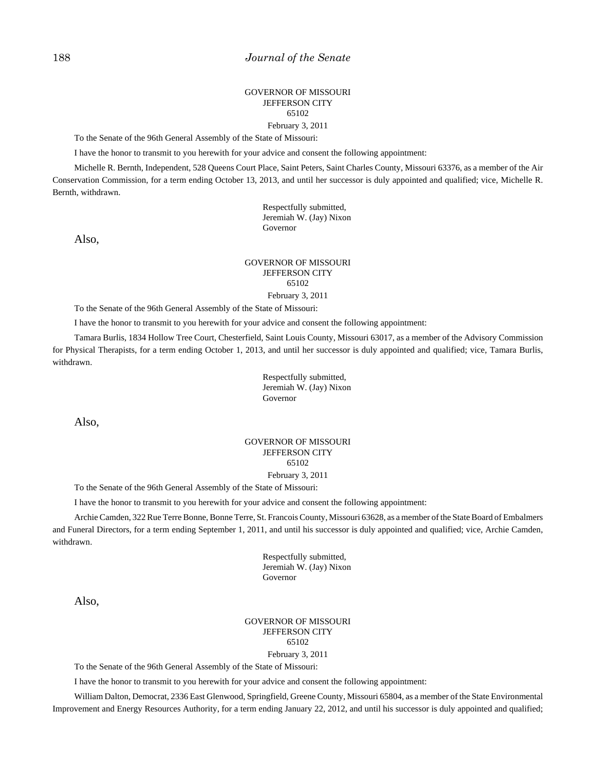GOVERNOR OF MISSOURI
JEFFERSON CITY
65102

February 3, 2011

To the Senate of the 96th General Assembly of the State of Missouri:

I have the honor to transmit to you herewith for your advice and consent the following appointment:

Michelle R. Bernth, Independent, 528 Queens Court Place, Saint Peters, Saint Charles County, Missouri 63376, as a member of the Air Conservation Commission, for a term ending October 13, 2013, and until her successor is duly appointed and qualified; vice, Michelle R. Bernth, withdrawn.

Respectfully submitted,
Jeremiah W. (Jay) Nixon
Governor

Also,

GOVERNOR OF MISSOURI
JEFFERSON CITY
65102

February 3, 2011

To the Senate of the 96th General Assembly of the State of Missouri:

I have the honor to transmit to you herewith for your advice and consent the following appointment:

Tamara Burlis, 1834 Hollow Tree Court, Chesterfield, Saint Louis County, Missouri 63017, as a member of the Advisory Commission for Physical Therapists, for a term ending October 1, 2013, and until her successor is duly appointed and qualified; vice, Tamara Burlis, withdrawn.

Respectfully submitted,
Jeremiah W. (Jay) Nixon
Governor

Also,

GOVERNOR OF MISSOURI
JEFFERSON CITY
65102

February 3, 2011

To the Senate of the 96th General Assembly of the State of Missouri:

I have the honor to transmit to you herewith for your advice and consent the following appointment:

Archie Camden, 322 Rue Terre Bonne, Bonne Terre, St. Francois County, Missouri 63628, as a member of the State Board of Embalmers and Funeral Directors, for a term ending September 1, 2011, and until his successor is duly appointed and qualified; vice, Archie Camden, withdrawn.

Respectfully submitted,
Jeremiah W. (Jay) Nixon
Governor

Also,

GOVERNOR OF MISSOURI
JEFFERSON CITY
65102

February 3, 2011

To the Senate of the 96th General Assembly of the State of Missouri:

I have the honor to transmit to you herewith for your advice and consent the following appointment:

William Dalton, Democrat, 2336 East Glenwood, Springfield, Greene County, Missouri 65804, as a member of the State Environmental Improvement and Energy Resources Authority, for a term ending January 22, 2012, and until his successor is duly appointed and qualified;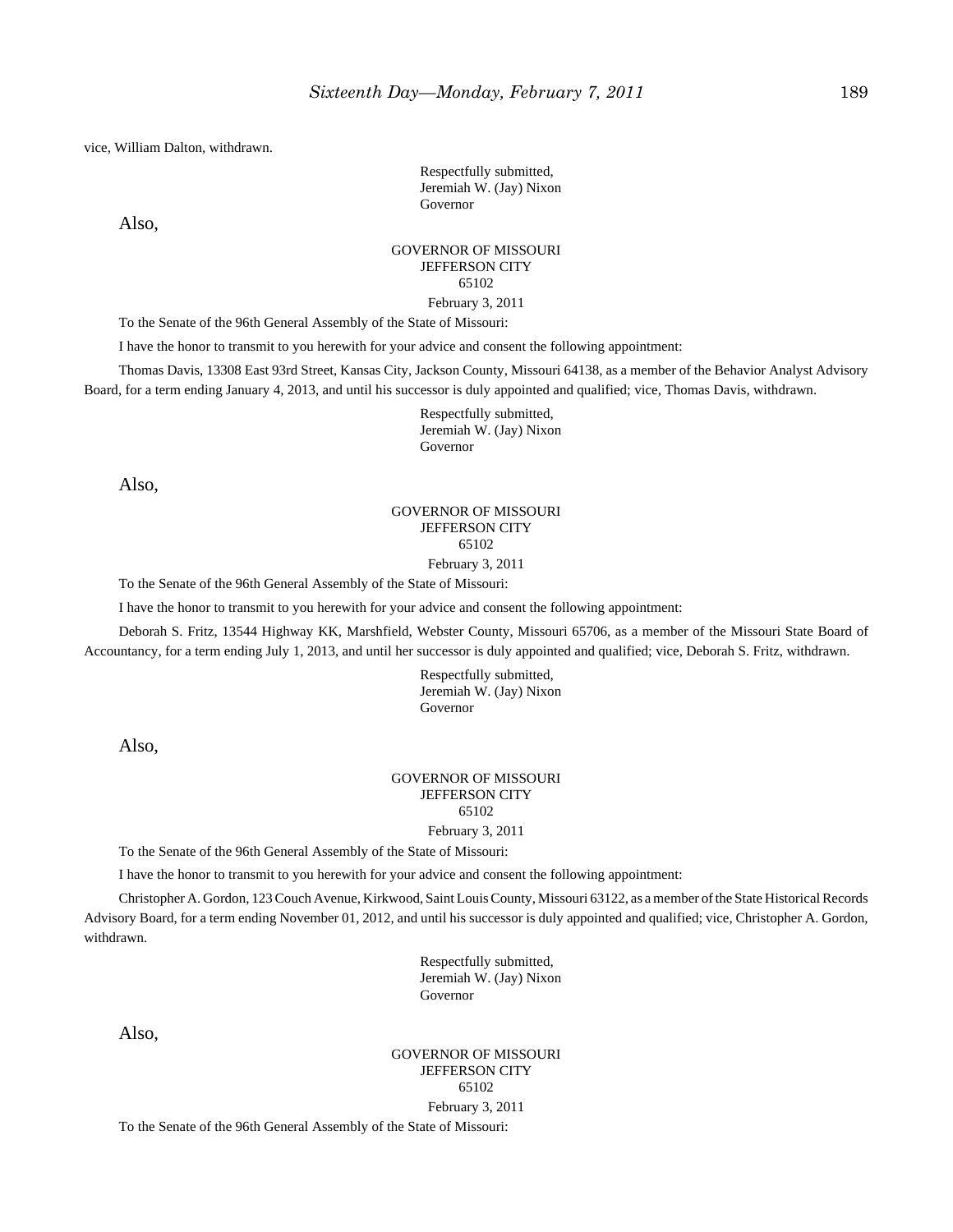vice, William Dalton, withdrawn.

Respectfully submitted,
Jeremiah W. (Jay) Nixon
Governor

Also,

GOVERNOR OF MISSOURI
JEFFERSON CITY
65102
February 3, 2011

To the Senate of the 96th General Assembly of the State of Missouri:

I have the honor to transmit to you herewith for your advice and consent the following appointment:

Thomas Davis, 13308 East 93rd Street, Kansas City, Jackson County, Missouri 64138, as a member of the Behavior Analyst Advisory Board, for a term ending January 4, 2013, and until his successor is duly appointed and qualified; vice, Thomas Davis, withdrawn.

Respectfully submitted,
Jeremiah W. (Jay) Nixon
Governor

Also,

GOVERNOR OF MISSOURI
JEFFERSON CITY
65102
February 3, 2011

To the Senate of the 96th General Assembly of the State of Missouri:

I have the honor to transmit to you herewith for your advice and consent the following appointment:

Deborah S. Fritz, 13544 Highway KK, Marshfield, Webster County, Missouri 65706, as a member of the Missouri State Board of Accountancy, for a term ending July 1, 2013, and until her successor is duly appointed and qualified; vice, Deborah S. Fritz, withdrawn.

Respectfully submitted,
Jeremiah W. (Jay) Nixon
Governor

Also,

GOVERNOR OF MISSOURI
JEFFERSON CITY
65102
February 3, 2011

To the Senate of the 96th General Assembly of the State of Missouri:

I have the honor to transmit to you herewith for your advice and consent the following appointment:

Christopher A. Gordon, 123 Couch Avenue, Kirkwood, Saint Louis County, Missouri 63122, as a member of the State Historical Records Advisory Board, for a term ending November 01, 2012, and until his successor is duly appointed and qualified; vice, Christopher A. Gordon, withdrawn.

Respectfully submitted,
Jeremiah W. (Jay) Nixon
Governor

Also,

GOVERNOR OF MISSOURI
JEFFERSON CITY
65102
February 3, 2011

To the Senate of the 96th General Assembly of the State of Missouri: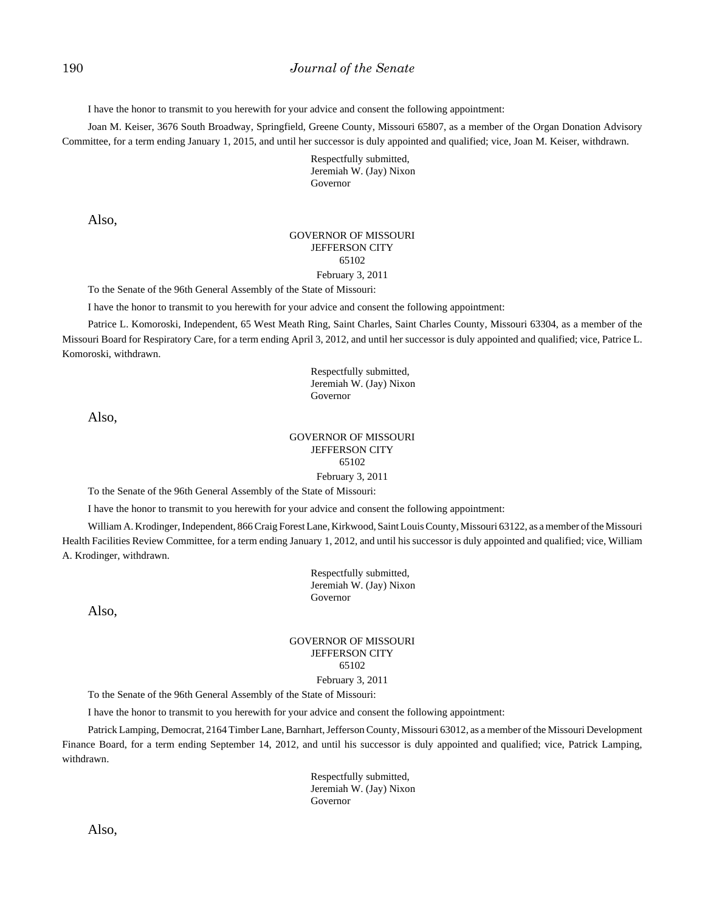I have the honor to transmit to you herewith for your advice and consent the following appointment:

Joan M. Keiser, 3676 South Broadway, Springfield, Greene County, Missouri 65807, as a member of the Organ Donation Advisory Committee, for a term ending January 1, 2015, and until her successor is duly appointed and qualified; vice, Joan M. Keiser, withdrawn.

Respectfully submitted,
Jeremiah W. (Jay) Nixon
Governor

Also,

GOVERNOR OF MISSOURI
JEFFERSON CITY
65102

February 3, 2011

To the Senate of the 96th General Assembly of the State of Missouri:

I have the honor to transmit to you herewith for your advice and consent the following appointment:

Patrice L. Komoroski, Independent, 65 West Meath Ring, Saint Charles, Saint Charles County, Missouri 63304, as a member of the Missouri Board for Respiratory Care, for a term ending April 3, 2012, and until her successor is duly appointed and qualified; vice, Patrice L. Komoroski, withdrawn.

Respectfully submitted,
Jeremiah W. (Jay) Nixon
Governor

Also,

GOVERNOR OF MISSOURI
JEFFERSON CITY
65102

February 3, 2011

To the Senate of the 96th General Assembly of the State of Missouri:

I have the honor to transmit to you herewith for your advice and consent the following appointment:

William A. Krodinger, Independent, 866 Craig Forest Lane, Kirkwood, Saint Louis County, Missouri 63122, as a member of the Missouri Health Facilities Review Committee, for a term ending January 1, 2012, and until his successor is duly appointed and qualified; vice, William A. Krodinger, withdrawn.

Respectfully submitted,
Jeremiah W. (Jay) Nixon
Governor

Also,

GOVERNOR OF MISSOURI
JEFFERSON CITY
65102

February 3, 2011

To the Senate of the 96th General Assembly of the State of Missouri:

I have the honor to transmit to you herewith for your advice and consent the following appointment:

Patrick Lamping, Democrat, 2164 Timber Lane, Barnhart, Jefferson County, Missouri 63012, as a member of the Missouri Development Finance Board, for a term ending September 14, 2012, and until his successor is duly appointed and qualified; vice, Patrick Lamping, withdrawn.

Respectfully submitted,
Jeremiah W. (Jay) Nixon
Governor

Also,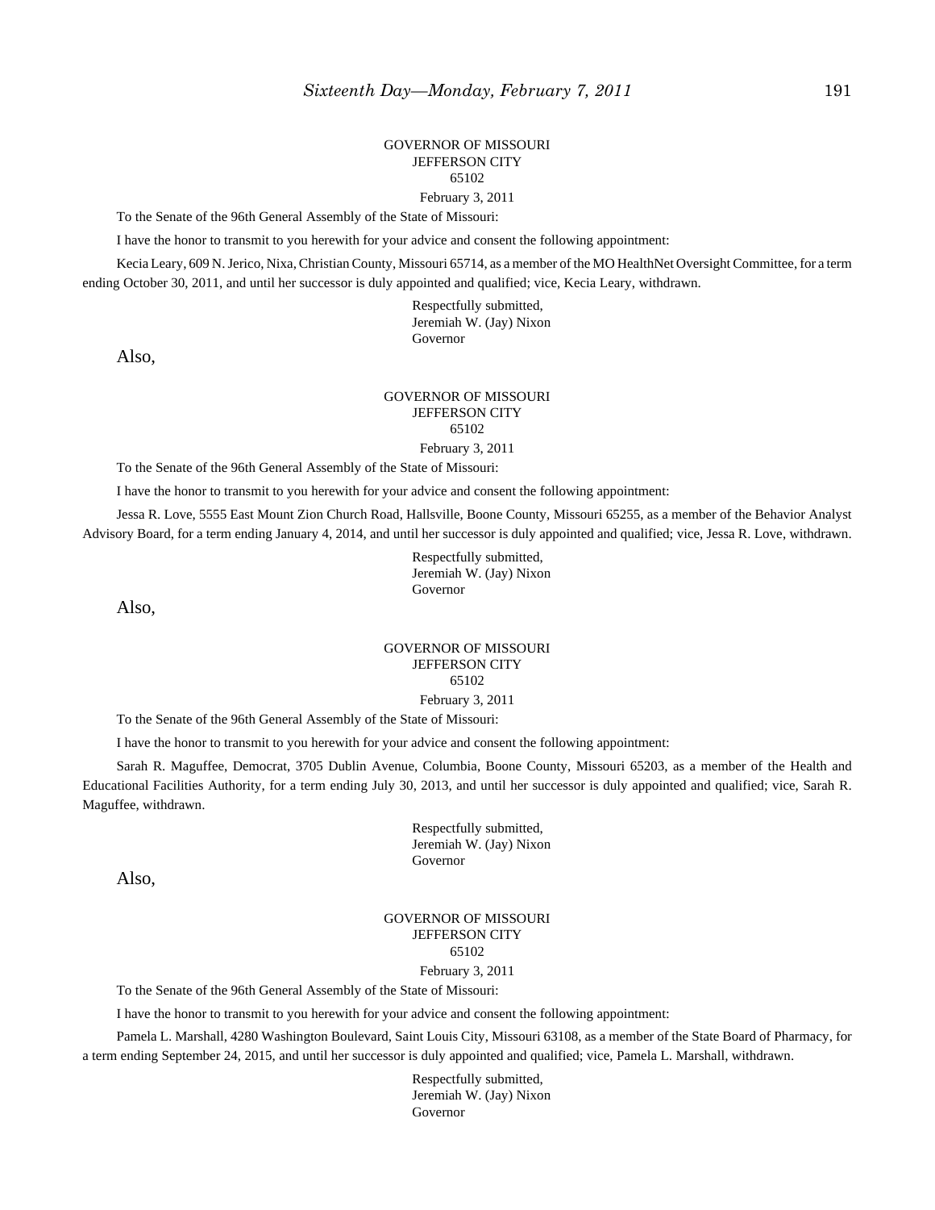GOVERNOR OF MISSOURI
JEFFERSON CITY
65102

February 3, 2011

To the Senate of the 96th General Assembly of the State of Missouri:

I have the honor to transmit to you herewith for your advice and consent the following appointment:

Kecia Leary, 609 N. Jerico, Nixa, Christian County, Missouri 65714, as a member of the MO HealthNet Oversight Committee, for a term ending October 30, 2011, and until her successor is duly appointed and qualified; vice, Kecia Leary, withdrawn.

Respectfully submitted,
Jeremiah W. (Jay) Nixon
Governor

Also,

GOVERNOR OF MISSOURI
JEFFERSON CITY
65102

February 3, 2011

To the Senate of the 96th General Assembly of the State of Missouri:

I have the honor to transmit to you herewith for your advice and consent the following appointment:

Jessa R. Love, 5555 East Mount Zion Church Road, Hallsville, Boone County, Missouri 65255, as a member of the Behavior Analyst Advisory Board, for a term ending January 4, 2014, and until her successor is duly appointed and qualified; vice, Jessa R. Love, withdrawn.

Respectfully submitted,
Jeremiah W. (Jay) Nixon
Governor

Also,

GOVERNOR OF MISSOURI
JEFFERSON CITY
65102

February 3, 2011

To the Senate of the 96th General Assembly of the State of Missouri:

I have the honor to transmit to you herewith for your advice and consent the following appointment:

Sarah R. Maguffee, Democrat, 3705 Dublin Avenue, Columbia, Boone County, Missouri 65203, as a member of the Health and Educational Facilities Authority, for a term ending July 30, 2013, and until her successor is duly appointed and qualified; vice, Sarah R. Maguffee, withdrawn.

Respectfully submitted,
Jeremiah W. (Jay) Nixon
Governor

Also,

GOVERNOR OF MISSOURI
JEFFERSON CITY
65102

February 3, 2011

To the Senate of the 96th General Assembly of the State of Missouri:

I have the honor to transmit to you herewith for your advice and consent the following appointment:

Pamela L. Marshall, 4280 Washington Boulevard, Saint Louis City, Missouri 63108, as a member of the State Board of Pharmacy, for a term ending September 24, 2015, and until her successor is duly appointed and qualified; vice, Pamela L. Marshall, withdrawn.

Respectfully submitted,
Jeremiah W. (Jay) Nixon
Governor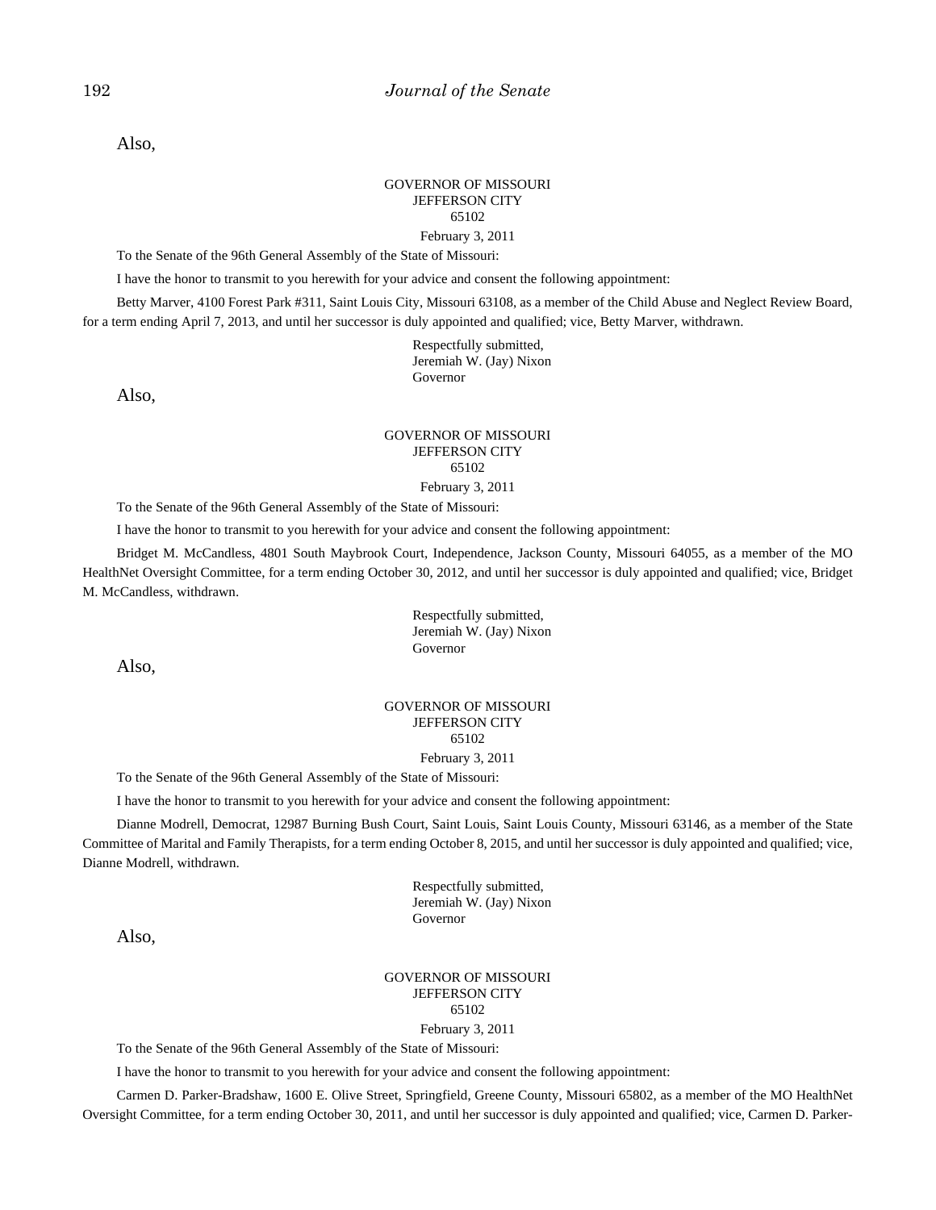Also,

GOVERNOR OF MISSOURI
JEFFERSON CITY
65102

February 3, 2011

To the Senate of the 96th General Assembly of the State of Missouri:

I have the honor to transmit to you herewith for your advice and consent the following appointment:

Betty Marver, 4100 Forest Park #311, Saint Louis City, Missouri 63108, as a member of the Child Abuse and Neglect Review Board, for a term ending April 7, 2013, and until her successor is duly appointed and qualified; vice, Betty Marver, withdrawn.

Respectfully submitted,
Jeremiah W. (Jay) Nixon
Governor

Also,

GOVERNOR OF MISSOURI
JEFFERSON CITY
65102

February 3, 2011

To the Senate of the 96th General Assembly of the State of Missouri:

I have the honor to transmit to you herewith for your advice and consent the following appointment:

Bridget M. McCandless, 4801 South Maybrook Court, Independence, Jackson County, Missouri 64055, as a member of the MO HealthNet Oversight Committee, for a term ending October 30, 2012, and until her successor is duly appointed and qualified; vice, Bridget M. McCandless, withdrawn.

Respectfully submitted,
Jeremiah W. (Jay) Nixon
Governor

Also,

GOVERNOR OF MISSOURI
JEFFERSON CITY
65102

February 3, 2011

To the Senate of the 96th General Assembly of the State of Missouri:

I have the honor to transmit to you herewith for your advice and consent the following appointment:

Dianne Modrell, Democrat, 12987 Burning Bush Court, Saint Louis, Saint Louis County, Missouri 63146, as a member of the State Committee of Marital and Family Therapists, for a term ending October 8, 2015, and until her successor is duly appointed and qualified; vice, Dianne Modrell, withdrawn.

Respectfully submitted,
Jeremiah W. (Jay) Nixon
Governor

Also,

GOVERNOR OF MISSOURI
JEFFERSON CITY
65102

February 3, 2011

To the Senate of the 96th General Assembly of the State of Missouri:

I have the honor to transmit to you herewith for your advice and consent the following appointment:

Carmen D. Parker-Bradshaw, 1600 E. Olive Street, Springfield, Greene County, Missouri 65802, as a member of the MO HealthNet Oversight Committee, for a term ending October 30, 2011, and until her successor is duly appointed and qualified; vice, Carmen D. Parker-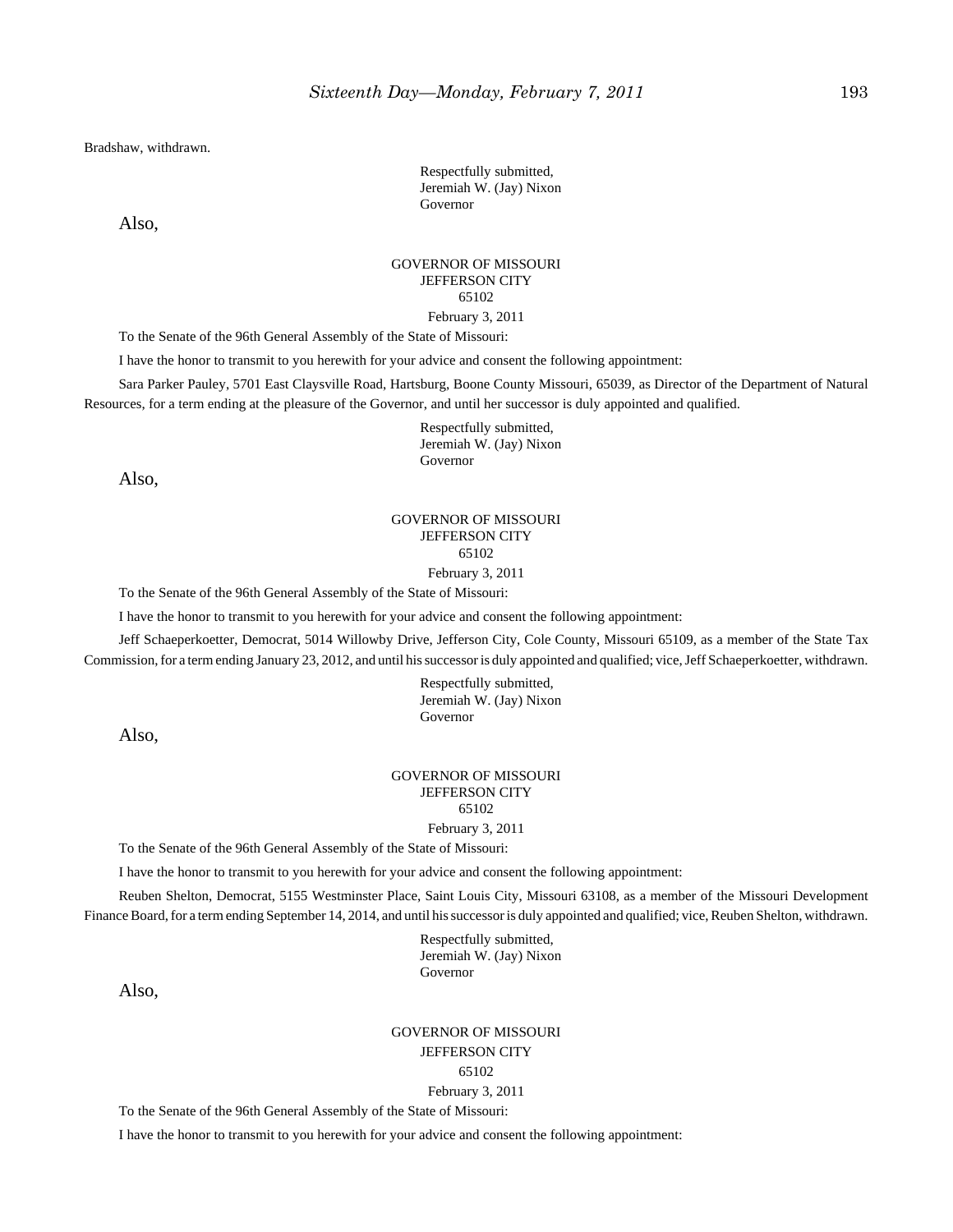Bradshaw, withdrawn.

Respectfully submitted,
Jeremiah W. (Jay) Nixon
Governor

Also,

GOVERNOR OF MISSOURI
JEFFERSON CITY
65102
February 3, 2011

To the Senate of the 96th General Assembly of the State of Missouri:

I have the honor to transmit to you herewith for your advice and consent the following appointment:

Sara Parker Pauley, 5701 East Claysville Road, Hartsburg, Boone County Missouri, 65039, as Director of the Department of Natural Resources, for a term ending at the pleasure of the Governor, and until her successor is duly appointed and qualified.

Respectfully submitted,
Jeremiah W. (Jay) Nixon
Governor

Also,

GOVERNOR OF MISSOURI
JEFFERSON CITY
65102
February 3, 2011

To the Senate of the 96th General Assembly of the State of Missouri:

I have the honor to transmit to you herewith for your advice and consent the following appointment:

Jeff Schaeperkoetter, Democrat, 5014 Willowby Drive, Jefferson City, Cole County, Missouri 65109, as a member of the State Tax Commission, for a term ending January 23, 2012, and until his successor is duly appointed and qualified; vice, Jeff Schaeperkoetter, withdrawn.

Respectfully submitted,
Jeremiah W. (Jay) Nixon
Governor

Also,

GOVERNOR OF MISSOURI
JEFFERSON CITY
65102
February 3, 2011

To the Senate of the 96th General Assembly of the State of Missouri:

I have the honor to transmit to you herewith for your advice and consent the following appointment:

Reuben Shelton, Democrat, 5155 Westminster Place, Saint Louis City, Missouri 63108, as a member of the Missouri Development Finance Board, for a term ending September 14, 2014, and until his successor is duly appointed and qualified; vice, Reuben Shelton, withdrawn.

Respectfully submitted,
Jeremiah W. (Jay) Nixon
Governor

Also,

GOVERNOR OF MISSOURI
JEFFERSON CITY
65102
February 3, 2011

To the Senate of the 96th General Assembly of the State of Missouri:

I have the honor to transmit to you herewith for your advice and consent the following appointment: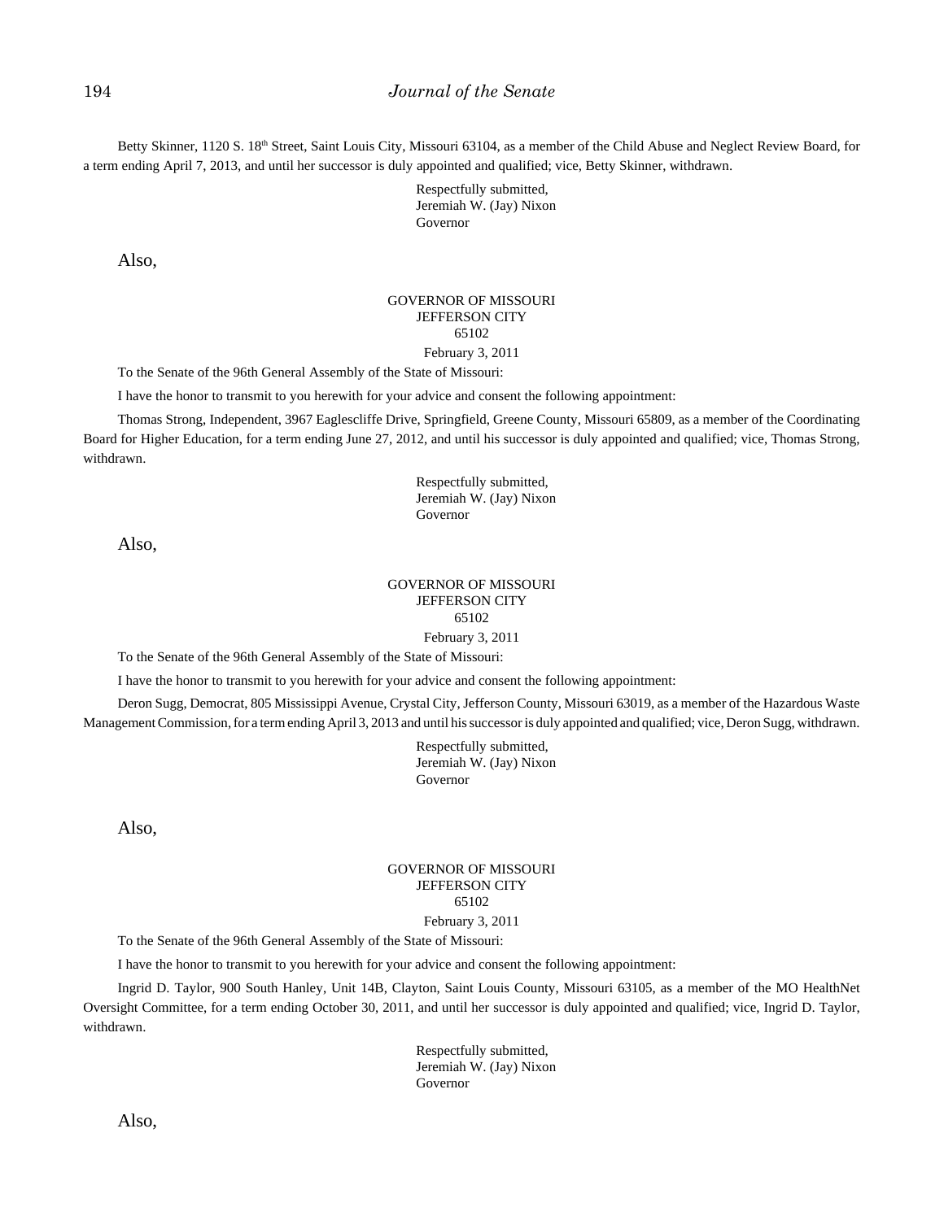Betty Skinner, 1120 S. 18th Street, Saint Louis City, Missouri 63104, as a member of the Child Abuse and Neglect Review Board, for a term ending April 7, 2013, and until her successor is duly appointed and qualified; vice, Betty Skinner, withdrawn.

Respectfully submitted,
Jeremiah W. (Jay) Nixon
Governor

Also,

GOVERNOR OF MISSOURI
JEFFERSON CITY
65102
February 3, 2011

To the Senate of the 96th General Assembly of the State of Missouri:

I have the honor to transmit to you herewith for your advice and consent the following appointment:

Thomas Strong, Independent, 3967 Eaglescliffe Drive, Springfield, Greene County, Missouri 65809, as a member of the Coordinating Board for Higher Education, for a term ending June 27, 2012, and until his successor is duly appointed and qualified; vice, Thomas Strong, withdrawn.

Respectfully submitted,
Jeremiah W. (Jay) Nixon
Governor

Also,

GOVERNOR OF MISSOURI
JEFFERSON CITY
65102
February 3, 2011

To the Senate of the 96th General Assembly of the State of Missouri:

I have the honor to transmit to you herewith for your advice and consent the following appointment:

Deron Sugg, Democrat, 805 Mississippi Avenue, Crystal City, Jefferson County, Missouri 63019, as a member of the Hazardous Waste Management Commission, for a term ending April 3, 2013 and until his successor is duly appointed and qualified; vice, Deron Sugg, withdrawn.

Respectfully submitted,
Jeremiah W. (Jay) Nixon
Governor

Also,

GOVERNOR OF MISSOURI
JEFFERSON CITY
65102
February 3, 2011

To the Senate of the 96th General Assembly of the State of Missouri:

I have the honor to transmit to you herewith for your advice and consent the following appointment:

Ingrid D. Taylor, 900 South Hanley, Unit 14B, Clayton, Saint Louis County, Missouri 63105, as a member of the MO HealthNet Oversight Committee, for a term ending October 30, 2011, and until her successor is duly appointed and qualified; vice, Ingrid D. Taylor, withdrawn.

Respectfully submitted,
Jeremiah W. (Jay) Nixon
Governor

Also,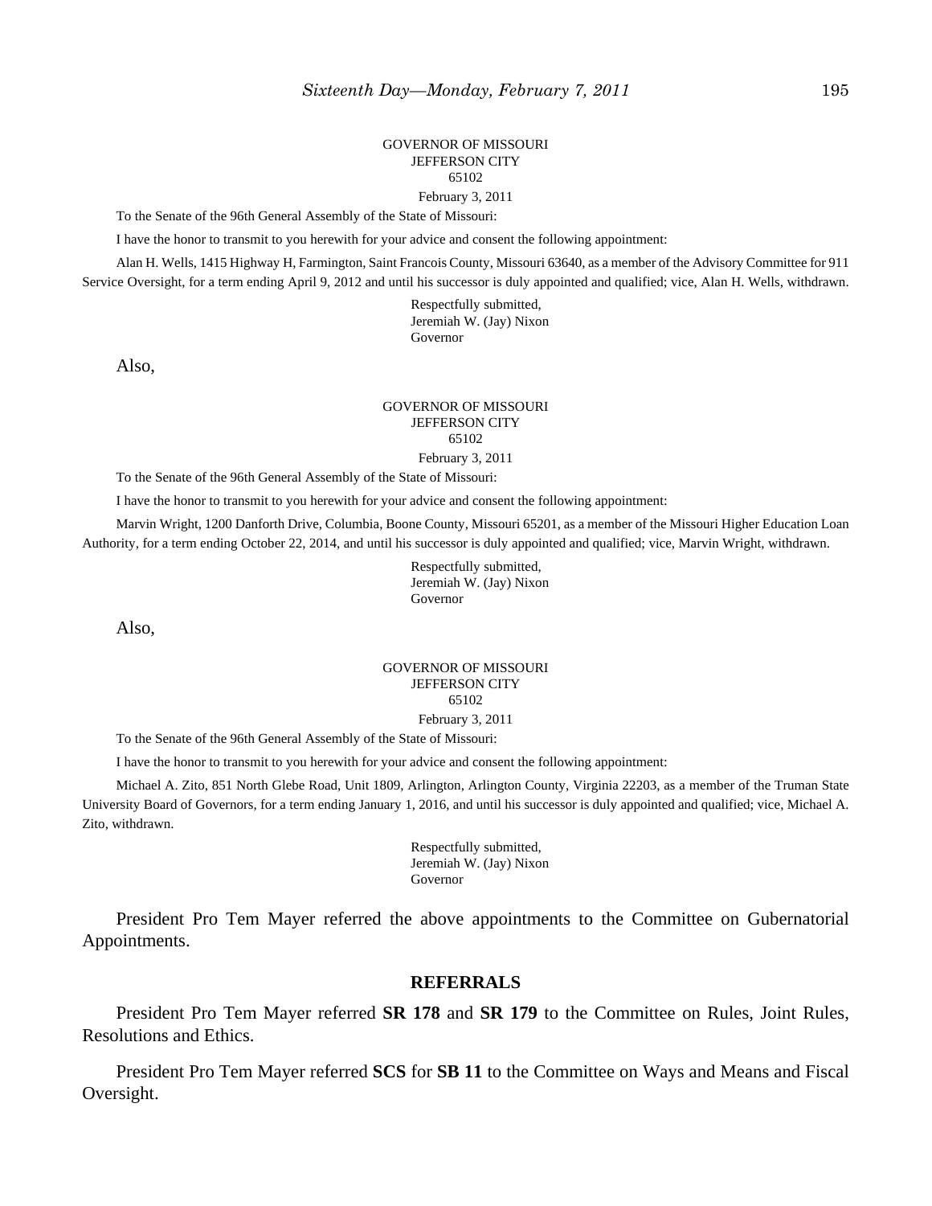GOVERNOR OF MISSOURI
JEFFERSON CITY
65102

February 3, 2011

To the Senate of the 96th General Assembly of the State of Missouri:

I have the honor to transmit to you herewith for your advice and consent the following appointment:

Alan H. Wells, 1415 Highway H, Farmington, Saint Francois County, Missouri 63640, as a member of the Advisory Committee for 911 Service Oversight, for a term ending April 9, 2012 and until his successor is duly appointed and qualified; vice, Alan H. Wells, withdrawn.

Respectfully submitted,
Jeremiah W. (Jay) Nixon
Governor

Also,

GOVERNOR OF MISSOURI
JEFFERSON CITY
65102

February 3, 2011

To the Senate of the 96th General Assembly of the State of Missouri:

I have the honor to transmit to you herewith for your advice and consent the following appointment:

Marvin Wright, 1200 Danforth Drive, Columbia, Boone County, Missouri 65201, as a member of the Missouri Higher Education Loan Authority, for a term ending October 22, 2014, and until his successor is duly appointed and qualified; vice, Marvin Wright, withdrawn.

Respectfully submitted,
Jeremiah W. (Jay) Nixon
Governor

Also,

GOVERNOR OF MISSOURI
JEFFERSON CITY
65102

February 3, 2011

To the Senate of the 96th General Assembly of the State of Missouri:

I have the honor to transmit to you herewith for your advice and consent the following appointment:

Michael A. Zito, 851 North Glebe Road, Unit 1809, Arlington, Arlington County, Virginia 22203, as a member of the Truman State University Board of Governors, for a term ending January 1, 2016, and until his successor is duly appointed and qualified; vice, Michael A. Zito, withdrawn.

Respectfully submitted,
Jeremiah W. (Jay) Nixon
Governor

President Pro Tem Mayer referred the above appointments to the Committee on Gubernatorial Appointments.

## REFERRALS

President Pro Tem Mayer referred **SR 178** and **SR 179** to the Committee on Rules, Joint Rules, Resolutions and Ethics.

President Pro Tem Mayer referred **SCS** for **SB 11** to the Committee on Ways and Means and Fiscal Oversight.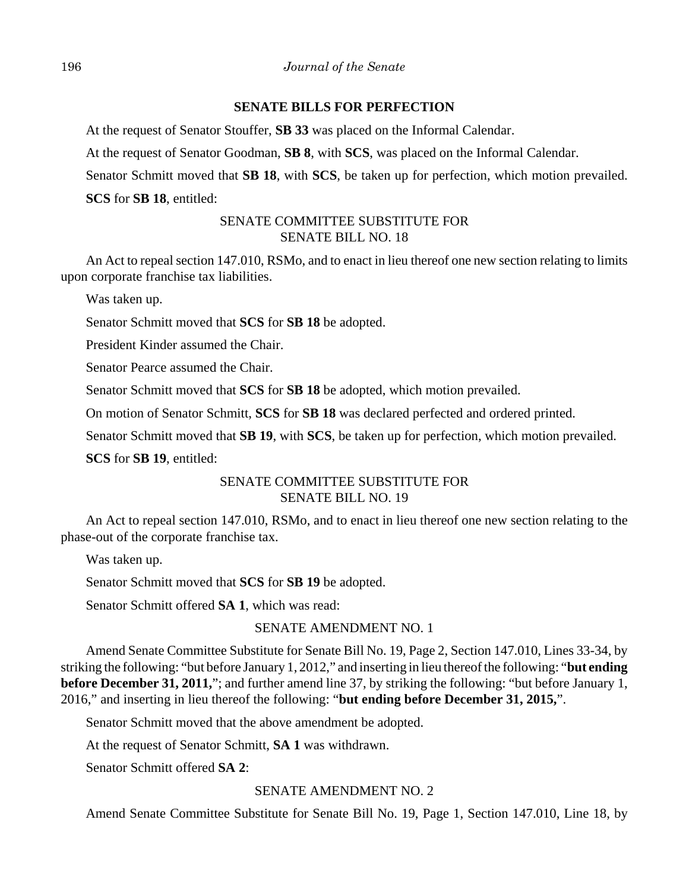## SENATE BILLS FOR PERFECTION

At the request of Senator Stouffer, **SB 33** was placed on the Informal Calendar.

At the request of Senator Goodman, **SB 8**, with **SCS**, was placed on the Informal Calendar.

Senator Schmitt moved that **SB 18**, with **SCS**, be taken up for perfection, which motion prevailed.

**SCS** for **SB 18**, entitled:

SENATE COMMITTEE SUBSTITUTE FOR
SENATE BILL NO. 18

An Act to repeal section 147.010, RSMo, and to enact in lieu thereof one new section relating to limits upon corporate franchise tax liabilities.

Was taken up.

Senator Schmitt moved that **SCS** for **SB 18** be adopted.

President Kinder assumed the Chair.

Senator Pearce assumed the Chair.

Senator Schmitt moved that **SCS** for **SB 18** be adopted, which motion prevailed.

On motion of Senator Schmitt, **SCS** for **SB 18** was declared perfected and ordered printed.

Senator Schmitt moved that **SB 19**, with **SCS**, be taken up for perfection, which motion prevailed.

**SCS** for **SB 19**, entitled:

SENATE COMMITTEE SUBSTITUTE FOR
SENATE BILL NO. 19

An Act to repeal section 147.010, RSMo, and to enact in lieu thereof one new section relating to the phase-out of the corporate franchise tax.

Was taken up.

Senator Schmitt moved that **SCS** for **SB 19** be adopted.

Senator Schmitt offered **SA 1**, which was read:

SENATE AMENDMENT NO. 1

Amend Senate Committee Substitute for Senate Bill No. 19, Page 2, Section 147.010, Lines 33-34, by striking the following: "but before January 1, 2012," and inserting in lieu thereof the following: "**but ending before December 31, 2011,**"; and further amend line 37, by striking the following: "but before January 1, 2016," and inserting in lieu thereof the following: "**but ending before December 31, 2015,**".

Senator Schmitt moved that the above amendment be adopted.

At the request of Senator Schmitt, **SA 1** was withdrawn.

Senator Schmitt offered **SA 2**:

SENATE AMENDMENT NO. 2

Amend Senate Committee Substitute for Senate Bill No. 19, Page 1, Section 147.010, Line 18, by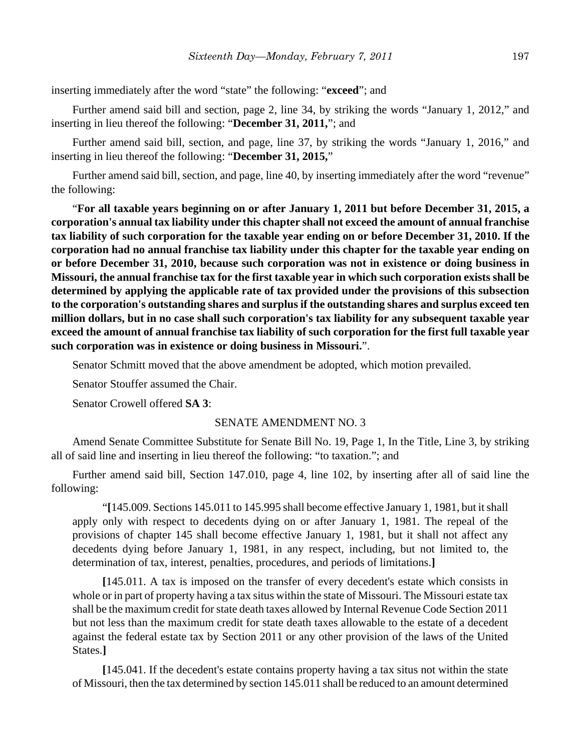inserting immediately after the word “state” the following: “**exceed**”; and

Further amend said bill and section, page 2, line 34, by striking the words “January 1, 2012,” and inserting in lieu thereof the following: “**December 31, 2011,**”; and

Further amend said bill, section, and page, line 37, by striking the words “January 1, 2016,” and inserting in lieu thereof the following: “**December 31, 2015,**”

Further amend said bill, section, and page, line 40, by inserting immediately after the word “revenue” the following:

“**For all taxable years beginning on or after January 1, 2011 but before December 31, 2015, a corporation's annual tax liability under this chapter shall not exceed the amount of annual franchise tax liability of such corporation for the taxable year ending on or before December 31, 2010. If the corporation had no annual franchise tax liability under this chapter for the taxable year ending on or before December 31, 2010, because such corporation was not in existence or doing business in Missouri, the annual franchise tax for the first taxable year in which such corporation exists shall be determined by applying the applicable rate of tax provided under the provisions of this subsection to the corporation's outstanding shares and surplus if the outstanding shares and surplus exceed ten million dollars, but in no case shall such corporation's tax liability for any subsequent taxable year exceed the amount of annual franchise tax liability of such corporation for the first full taxable year such corporation was in existence or doing business in Missouri.**”.

Senator Schmitt moved that the above amendment be adopted, which motion prevailed.

Senator Stouffer assumed the Chair.

Senator Crowell offered **SA 3**:

SENATE AMENDMENT NO. 3

Amend Senate Committee Substitute for Senate Bill No. 19, Page 1, In the Title, Line 3, by striking all of said line and inserting in lieu thereof the following: “to taxation.”; and

Further amend said bill, Section 147.010, page 4, line 102, by inserting after all of said line the following:

> “**[**145.009. Sections 145.011 to 145.995 shall become effective January 1, 1981, but it shall apply only with respect to decedents dying on or after January 1, 1981. The repeal of the provisions of chapter 145 shall become effective January 1, 1981, but it shall not affect any decedents dying before January 1, 1981, in any respect, including, but not limited to, the determination of tax, interest, penalties, procedures, and periods of limitations.**]**
>
> **[**145.011. A tax is imposed on the transfer of every decedent's estate which consists in whole or in part of property having a tax situs within the state of Missouri. The Missouri estate tax shall be the maximum credit for state death taxes allowed by Internal Revenue Code Section 2011 but not less than the maximum credit for state death taxes allowable to the estate of a decedent against the federal estate tax by Section 2011 or any other provision of the laws of the United States.**]**
>
> **[**145.041. If the decedent's estate contains property having a tax situs not within the state of Missouri, then the tax determined by section 145.011 shall be reduced to an amount determined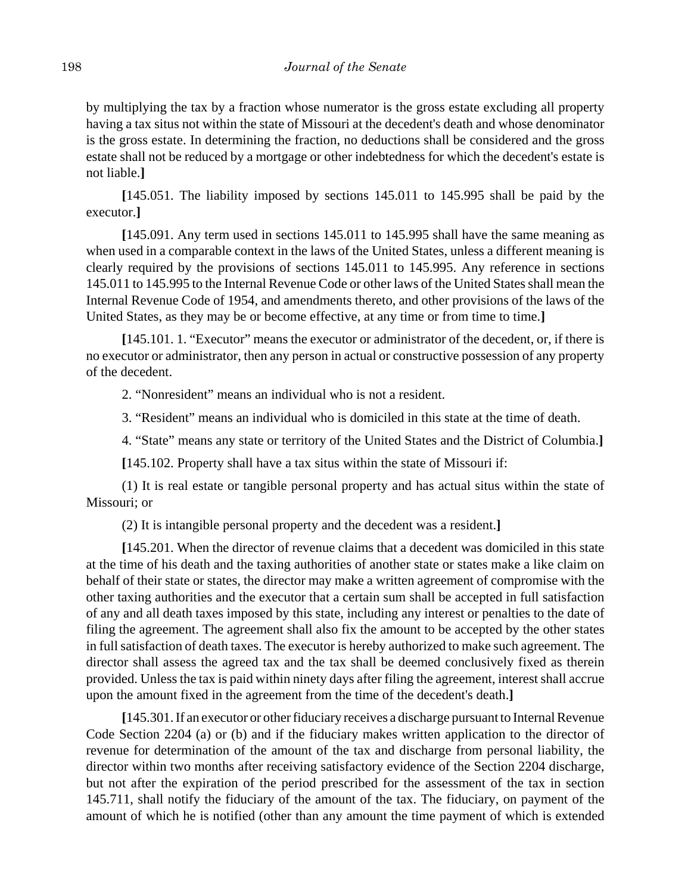by multiplying the tax by a fraction whose numerator is the gross estate excluding all property having a tax situs not within the state of Missouri at the decedent's death and whose denominator is the gross estate. In determining the fraction, no deductions shall be considered and the gross estate shall not be reduced by a mortgage or other indebtedness for which the decedent's estate is not liable.**]**

**[**145.051. The liability imposed by sections 145.011 to 145.995 shall be paid by the executor.**]**

**[**145.091. Any term used in sections 145.011 to 145.995 shall have the same meaning as when used in a comparable context in the laws of the United States, unless a different meaning is clearly required by the provisions of sections 145.011 to 145.995. Any reference in sections 145.011 to 145.995 to the Internal Revenue Code or other laws of the United States shall mean the Internal Revenue Code of 1954, and amendments thereto, and other provisions of the laws of the United States, as they may be or become effective, at any time or from time to time.**]**

**[**145.101. 1. "Executor" means the executor or administrator of the decedent, or, if there is no executor or administrator, then any person in actual or constructive possession of any property of the decedent.

2. "Nonresident" means an individual who is not a resident.

3. "Resident" means an individual who is domiciled in this state at the time of death.

4. "State" means any state or territory of the United States and the District of Columbia.**]**

**[**145.102. Property shall have a tax situs within the state of Missouri if:

(1) It is real estate or tangible personal property and has actual situs within the state of Missouri; or

(2) It is intangible personal property and the decedent was a resident.**]**

**[**145.201. When the director of revenue claims that a decedent was domiciled in this state at the time of his death and the taxing authorities of another state or states make a like claim on behalf of their state or states, the director may make a written agreement of compromise with the other taxing authorities and the executor that a certain sum shall be accepted in full satisfaction of any and all death taxes imposed by this state, including any interest or penalties to the date of filing the agreement. The agreement shall also fix the amount to be accepted by the other states in full satisfaction of death taxes. The executor is hereby authorized to make such agreement. The director shall assess the agreed tax and the tax shall be deemed conclusively fixed as therein provided. Unless the tax is paid within ninety days after filing the agreement, interest shall accrue upon the amount fixed in the agreement from the time of the decedent's death.**]**

**[**145.301. If an executor or other fiduciary receives a discharge pursuant to Internal Revenue Code Section 2204 (a) or (b) and if the fiduciary makes written application to the director of revenue for determination of the amount of the tax and discharge from personal liability, the director within two months after receiving satisfactory evidence of the Section 2204 discharge, but not after the expiration of the period prescribed for the assessment of the tax in section 145.711, shall notify the fiduciary of the amount of the tax. The fiduciary, on payment of the amount of which he is notified (other than any amount the time payment of which is extended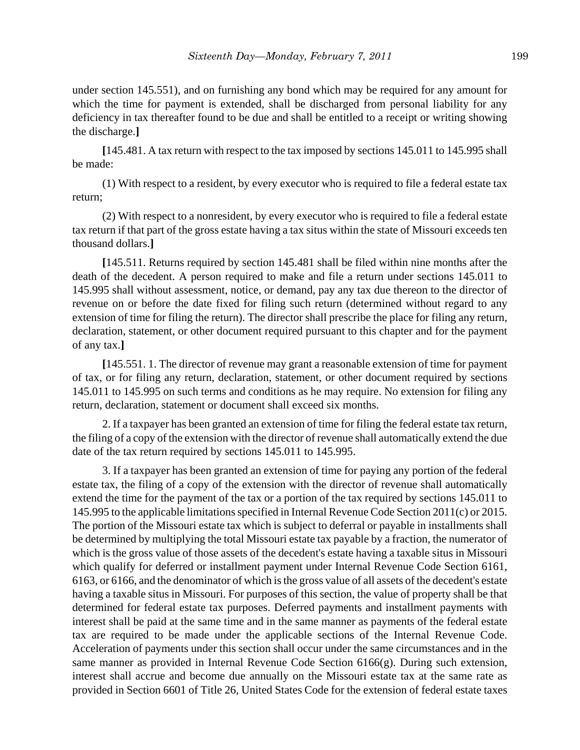under section 145.551), and on furnishing any bond which may be required for any amount for which the time for payment is extended, shall be discharged from personal liability for any deficiency in tax thereafter found to be due and shall be entitled to a receipt or writing showing the discharge.**]**

**[**145.481. A tax return with respect to the tax imposed by sections 145.011 to 145.995 shall be made:

(1) With respect to a resident, by every executor who is required to file a federal estate tax return;

(2) With respect to a nonresident, by every executor who is required to file a federal estate tax return if that part of the gross estate having a tax situs within the state of Missouri exceeds ten thousand dollars.**]**

**[**145.511. Returns required by section 145.481 shall be filed within nine months after the death of the decedent. A person required to make and file a return under sections 145.011 to 145.995 shall without assessment, notice, or demand, pay any tax due thereon to the director of revenue on or before the date fixed for filing such return (determined without regard to any extension of time for filing the return). The director shall prescribe the place for filing any return, declaration, statement, or other document required pursuant to this chapter and for the payment of any tax.**]**

**[**145.551. 1. The director of revenue may grant a reasonable extension of time for payment of tax, or for filing any return, declaration, statement, or other document required by sections 145.011 to 145.995 on such terms and conditions as he may require. No extension for filing any return, declaration, statement or document shall exceed six months.

2. If a taxpayer has been granted an extension of time for filing the federal estate tax return, the filing of a copy of the extension with the director of revenue shall automatically extend the due date of the tax return required by sections 145.011 to 145.995.

3. If a taxpayer has been granted an extension of time for paying any portion of the federal estate tax, the filing of a copy of the extension with the director of revenue shall automatically extend the time for the payment of the tax or a portion of the tax required by sections 145.011 to 145.995 to the applicable limitations specified in Internal Revenue Code Section 2011(c) or 2015. The portion of the Missouri estate tax which is subject to deferral or payable in installments shall be determined by multiplying the total Missouri estate tax payable by a fraction, the numerator of which is the gross value of those assets of the decedent's estate having a taxable situs in Missouri which qualify for deferred or installment payment under Internal Revenue Code Section 6161, 6163, or 6166, and the denominator of which is the gross value of all assets of the decedent's estate having a taxable situs in Missouri. For purposes of this section, the value of property shall be that determined for federal estate tax purposes. Deferred payments and installment payments with interest shall be paid at the same time and in the same manner as payments of the federal estate tax are required to be made under the applicable sections of the Internal Revenue Code. Acceleration of payments under this section shall occur under the same circumstances and in the same manner as provided in Internal Revenue Code Section 6166(g). During such extension, interest shall accrue and become due annually on the Missouri estate tax at the same rate as provided in Section 6601 of Title 26, United States Code for the extension of federal estate taxes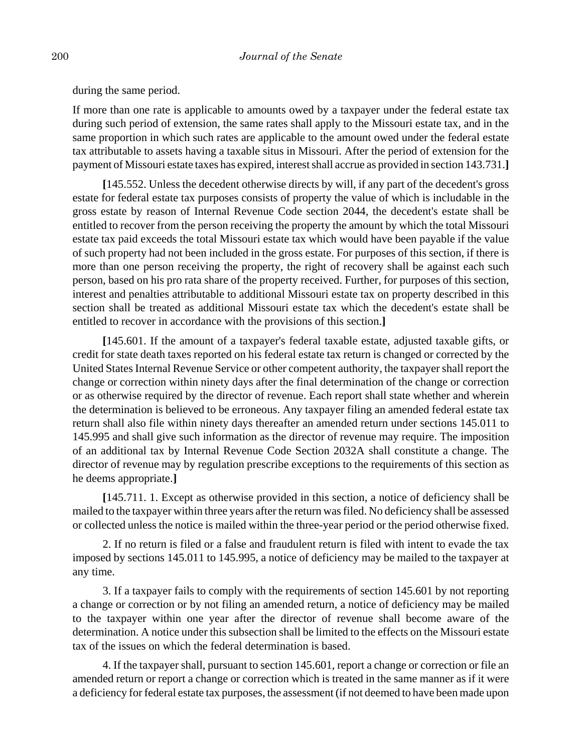during the same period.

If more than one rate is applicable to amounts owed by a taxpayer under the federal estate tax during such period of extension, the same rates shall apply to the Missouri estate tax, and in the same proportion in which such rates are applicable to the amount owed under the federal estate tax attributable to assets having a taxable situs in Missouri. After the period of extension for the payment of Missouri estate taxes has expired, interest shall accrue as provided in section 143.731.**]**

**[**145.552. Unless the decedent otherwise directs by will, if any part of the decedent's gross estate for federal estate tax purposes consists of property the value of which is includable in the gross estate by reason of Internal Revenue Code section 2044, the decedent's estate shall be entitled to recover from the person receiving the property the amount by which the total Missouri estate tax paid exceeds the total Missouri estate tax which would have been payable if the value of such property had not been included in the gross estate. For purposes of this section, if there is more than one person receiving the property, the right of recovery shall be against each such person, based on his pro rata share of the property received. Further, for purposes of this section, interest and penalties attributable to additional Missouri estate tax on property described in this section shall be treated as additional Missouri estate tax which the decedent's estate shall be entitled to recover in accordance with the provisions of this section.**]**

**[**145.601. If the amount of a taxpayer's federal taxable estate, adjusted taxable gifts, or credit for state death taxes reported on his federal estate tax return is changed or corrected by the United States Internal Revenue Service or other competent authority, the taxpayer shall report the change or correction within ninety days after the final determination of the change or correction or as otherwise required by the director of revenue. Each report shall state whether and wherein the determination is believed to be erroneous. Any taxpayer filing an amended federal estate tax return shall also file within ninety days thereafter an amended return under sections 145.011 to 145.995 and shall give such information as the director of revenue may require. The imposition of an additional tax by Internal Revenue Code Section 2032A shall constitute a change. The director of revenue may by regulation prescribe exceptions to the requirements of this section as he deems appropriate.**]**

**[**145.711. 1. Except as otherwise provided in this section, a notice of deficiency shall be mailed to the taxpayer within three years after the return was filed. No deficiency shall be assessed or collected unless the notice is mailed within the three-year period or the period otherwise fixed.

2. If no return is filed or a false and fraudulent return is filed with intent to evade the tax imposed by sections 145.011 to 145.995, a notice of deficiency may be mailed to the taxpayer at any time.

3. If a taxpayer fails to comply with the requirements of section 145.601 by not reporting a change or correction or by not filing an amended return, a notice of deficiency may be mailed to the taxpayer within one year after the director of revenue shall become aware of the determination. A notice under this subsection shall be limited to the effects on the Missouri estate tax of the issues on which the federal determination is based.

4. If the taxpayer shall, pursuant to section 145.601, report a change or correction or file an amended return or report a change or correction which is treated in the same manner as if it were a deficiency for federal estate tax purposes, the assessment (if not deemed to have been made upon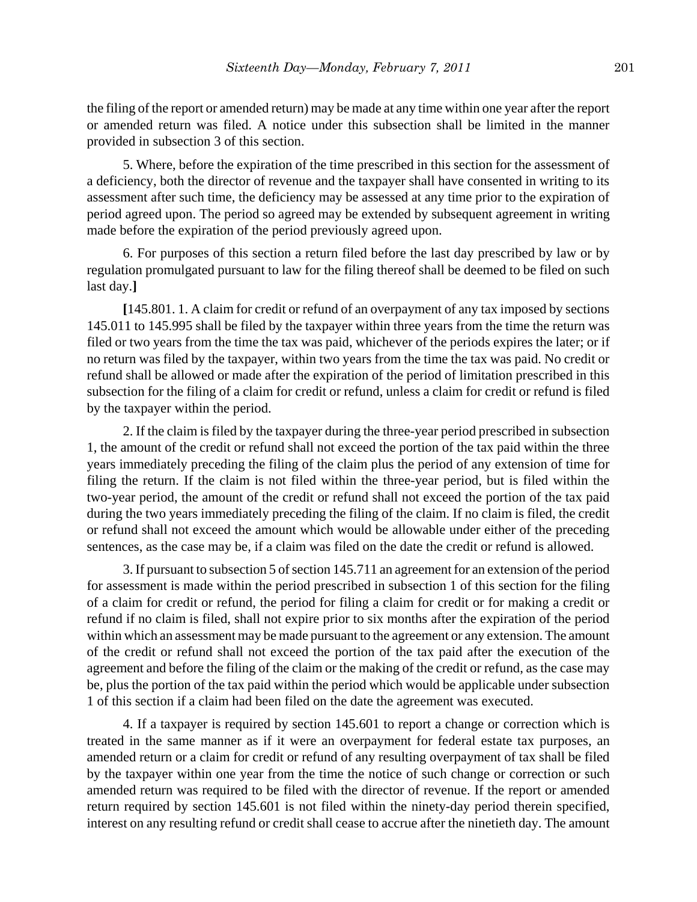the filing of the report or amended return) may be made at any time within one year after the report or amended return was filed. A notice under this subsection shall be limited in the manner provided in subsection 3 of this section.

5. Where, before the expiration of the time prescribed in this section for the assessment of a deficiency, both the director of revenue and the taxpayer shall have consented in writing to its assessment after such time, the deficiency may be assessed at any time prior to the expiration of period agreed upon. The period so agreed may be extended by subsequent agreement in writing made before the expiration of the period previously agreed upon.

6. For purposes of this section a return filed before the last day prescribed by law or by regulation promulgated pursuant to law for the filing thereof shall be deemed to be filed on such last day.**]**

**[**145.801. 1. A claim for credit or refund of an overpayment of any tax imposed by sections 145.011 to 145.995 shall be filed by the taxpayer within three years from the time the return was filed or two years from the time the tax was paid, whichever of the periods expires the later; or if no return was filed by the taxpayer, within two years from the time the tax was paid. No credit or refund shall be allowed or made after the expiration of the period of limitation prescribed in this subsection for the filing of a claim for credit or refund, unless a claim for credit or refund is filed by the taxpayer within the period.

2. If the claim is filed by the taxpayer during the three-year period prescribed in subsection 1, the amount of the credit or refund shall not exceed the portion of the tax paid within the three years immediately preceding the filing of the claim plus the period of any extension of time for filing the return. If the claim is not filed within the three-year period, but is filed within the two-year period, the amount of the credit or refund shall not exceed the portion of the tax paid during the two years immediately preceding the filing of the claim. If no claim is filed, the credit or refund shall not exceed the amount which would be allowable under either of the preceding sentences, as the case may be, if a claim was filed on the date the credit or refund is allowed.

3. If pursuant to subsection 5 of section 145.711 an agreement for an extension of the period for assessment is made within the period prescribed in subsection 1 of this section for the filing of a claim for credit or refund, the period for filing a claim for credit or for making a credit or refund if no claim is filed, shall not expire prior to six months after the expiration of the period within which an assessment may be made pursuant to the agreement or any extension. The amount of the credit or refund shall not exceed the portion of the tax paid after the execution of the agreement and before the filing of the claim or the making of the credit or refund, as the case may be, plus the portion of the tax paid within the period which would be applicable under subsection 1 of this section if a claim had been filed on the date the agreement was executed.

4. If a taxpayer is required by section 145.601 to report a change or correction which is treated in the same manner as if it were an overpayment for federal estate tax purposes, an amended return or a claim for credit or refund of any resulting overpayment of tax shall be filed by the taxpayer within one year from the time the notice of such change or correction or such amended return was required to be filed with the director of revenue. If the report or amended return required by section 145.601 is not filed within the ninety-day period therein specified, interest on any resulting refund or credit shall cease to accrue after the ninetieth day. The amount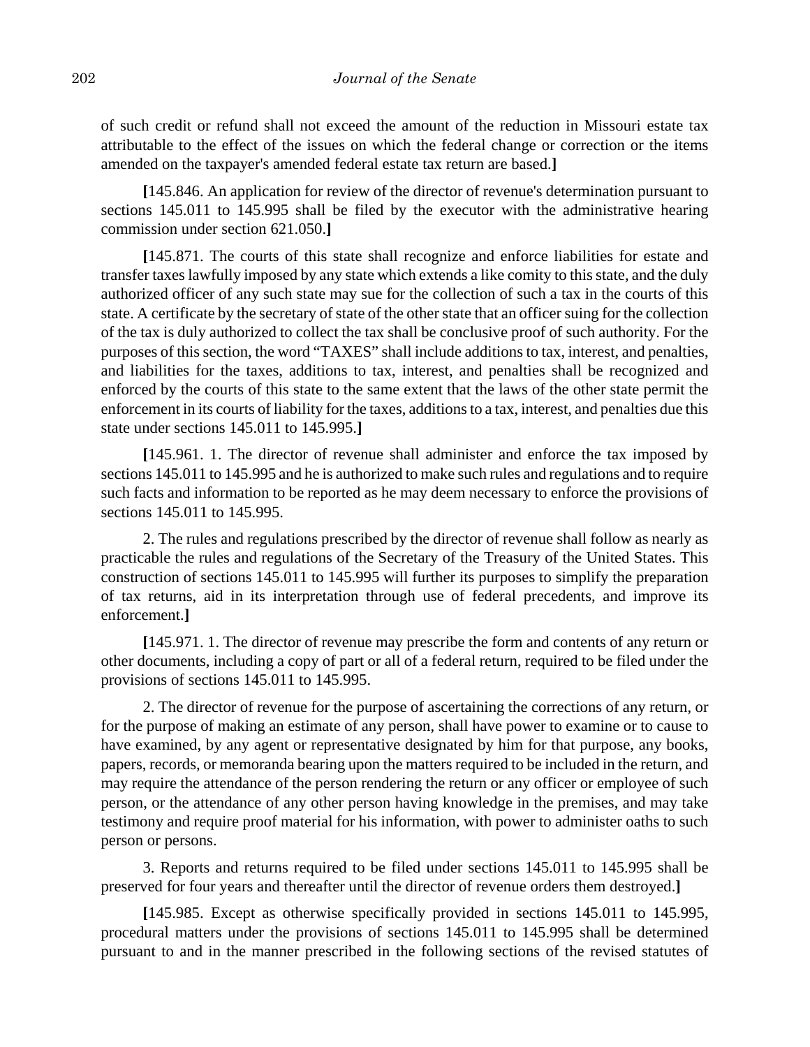of such credit or refund shall not exceed the amount of the reduction in Missouri estate tax attributable to the effect of the issues on which the federal change or correction or the items amended on the taxpayer's amended federal estate tax return are based.**]**

**[**145.846. An application for review of the director of revenue's determination pursuant to sections 145.011 to 145.995 shall be filed by the executor with the administrative hearing commission under section 621.050.**]**

**[**145.871. The courts of this state shall recognize and enforce liabilities for estate and transfer taxes lawfully imposed by any state which extends a like comity to this state, and the duly authorized officer of any such state may sue for the collection of such a tax in the courts of this state. A certificate by the secretary of state of the other state that an officer suing for the collection of the tax is duly authorized to collect the tax shall be conclusive proof of such authority. For the purposes of this section, the word "TAXES" shall include additions to tax, interest, and penalties, and liabilities for the taxes, additions to tax, interest, and penalties shall be recognized and enforced by the courts of this state to the same extent that the laws of the other state permit the enforcement in its courts of liability for the taxes, additions to a tax, interest, and penalties due this state under sections 145.011 to 145.995.**]**

**[**145.961. 1. The director of revenue shall administer and enforce the tax imposed by sections 145.011 to 145.995 and he is authorized to make such rules and regulations and to require such facts and information to be reported as he may deem necessary to enforce the provisions of sections 145.011 to 145.995.

2. The rules and regulations prescribed by the director of revenue shall follow as nearly as practicable the rules and regulations of the Secretary of the Treasury of the United States. This construction of sections 145.011 to 145.995 will further its purposes to simplify the preparation of tax returns, aid in its interpretation through use of federal precedents, and improve its enforcement.**]**

**[**145.971. 1. The director of revenue may prescribe the form and contents of any return or other documents, including a copy of part or all of a federal return, required to be filed under the provisions of sections 145.011 to 145.995.

2. The director of revenue for the purpose of ascertaining the corrections of any return, or for the purpose of making an estimate of any person, shall have power to examine or to cause to have examined, by any agent or representative designated by him for that purpose, any books, papers, records, or memoranda bearing upon the matters required to be included in the return, and may require the attendance of the person rendering the return or any officer or employee of such person, or the attendance of any other person having knowledge in the premises, and may take testimony and require proof material for his information, with power to administer oaths to such person or persons.

3. Reports and returns required to be filed under sections 145.011 to 145.995 shall be preserved for four years and thereafter until the director of revenue orders them destroyed.**]**

**[**145.985. Except as otherwise specifically provided in sections 145.011 to 145.995, procedural matters under the provisions of sections 145.011 to 145.995 shall be determined pursuant to and in the manner prescribed in the following sections of the revised statutes of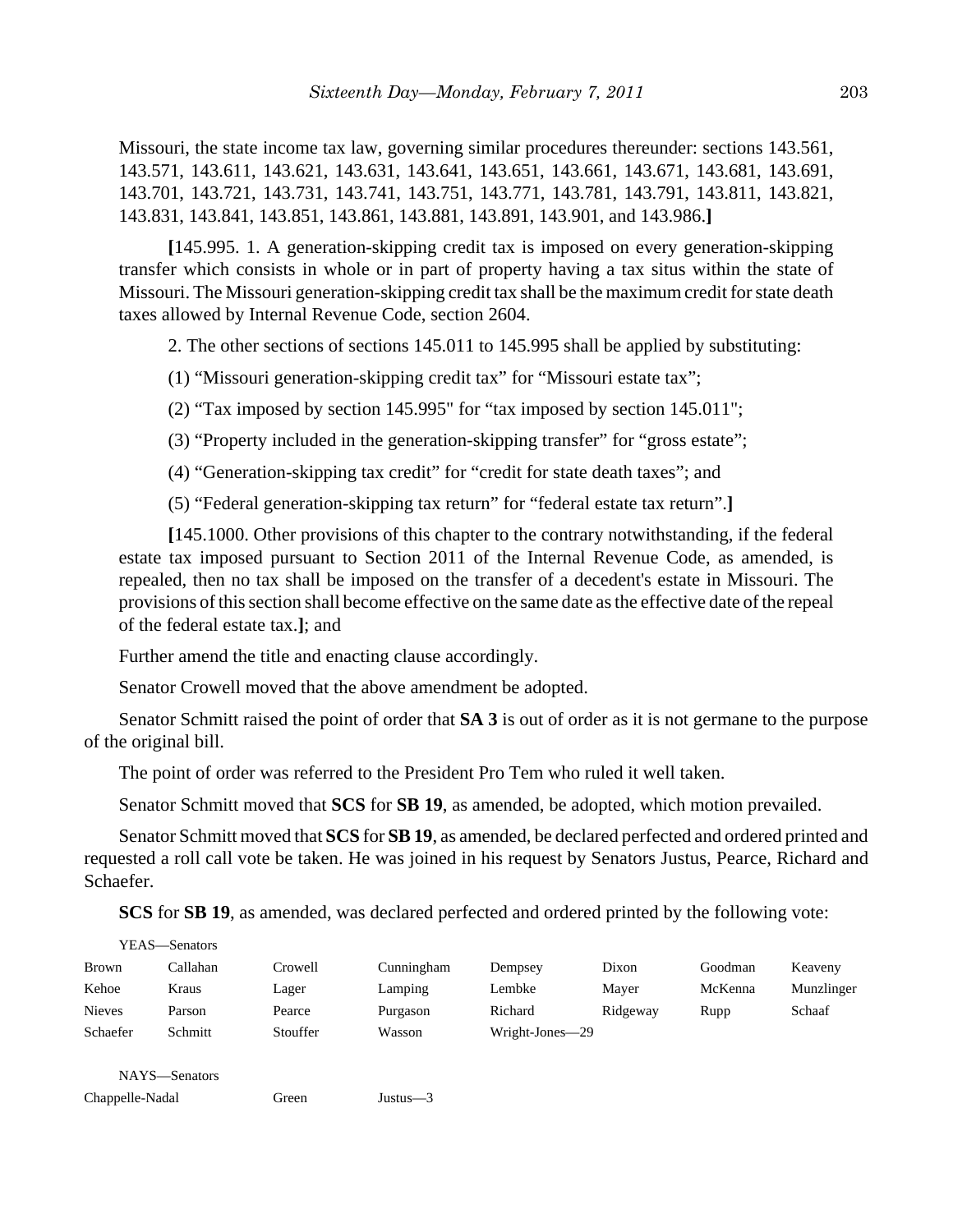Missouri, the state income tax law, governing similar procedures thereunder: sections 143.561, 143.571, 143.611, 143.621, 143.631, 143.641, 143.651, 143.661, 143.671, 143.681, 143.691, 143.701, 143.721, 143.731, 143.741, 143.751, 143.771, 143.781, 143.791, 143.811, 143.821, 143.831, 143.841, 143.851, 143.861, 143.881, 143.891, 143.901, and 143.986.**]**

**[**145.995. 1. A generation-skipping credit tax is imposed on every generation-skipping transfer which consists in whole or in part of property having a tax situs within the state of Missouri. The Missouri generation-skipping credit tax shall be the maximum credit for state death taxes allowed by Internal Revenue Code, section 2604.

2. The other sections of sections 145.011 to 145.995 shall be applied by substituting:

(1) "Missouri generation-skipping credit tax" for "Missouri estate tax";

(2) "Tax imposed by section 145.995" for "tax imposed by section 145.011";

(3) "Property included in the generation-skipping transfer" for "gross estate";

(4) "Generation-skipping tax credit" for "credit for state death taxes"; and

(5) "Federal generation-skipping tax return" for "federal estate tax return".**]**

**[**145.1000. Other provisions of this chapter to the contrary notwithstanding, if the federal estate tax imposed pursuant to Section 2011 of the Internal Revenue Code, as amended, is repealed, then no tax shall be imposed on the transfer of a decedent's estate in Missouri. The provisions of this section shall become effective on the same date as the effective date of the repeal of the federal estate tax.**]**; and

Further amend the title and enacting clause accordingly.

Senator Crowell moved that the above amendment be adopted.

Senator Schmitt raised the point of order that **SA 3** is out of order as it is not germane to the purpose of the original bill.

The point of order was referred to the President Pro Tem who ruled it well taken.

Senator Schmitt moved that **SCS** for **SB 19**, as amended, be adopted, which motion prevailed.

Senator Schmitt moved that **SCS** for **SB 19**, as amended, be declared perfected and ordered printed and requested a roll call vote be taken. He was joined in his request by Senators Justus, Pearce, Richard and Schaefer.

**SCS** for **SB 19**, as amended, was declared perfected and ordered printed by the following vote:

YEAS—Senators

| | | | | | | | |
|---|---|---|---|---|---|---|---|
| Brown | Callahan | Crowell | Cunningham | Dempsey | Dixon | Goodman | Keaveny |
| Kehoe | Kraus | Lager | Lamping | Lembke | Mayer | McKenna | Munzlinger |
| Nieves | Parson | Pearce | Purgason | Richard | Ridgeway | Rupp | Schaaf |
| Schaefer | Schmitt | Stouffer | Wasson | Wright-Jones—29 | | | |

NAYS—Senators

| | | |
|---|---|---|
| Chappelle-Nadal | Green | Justus—3 |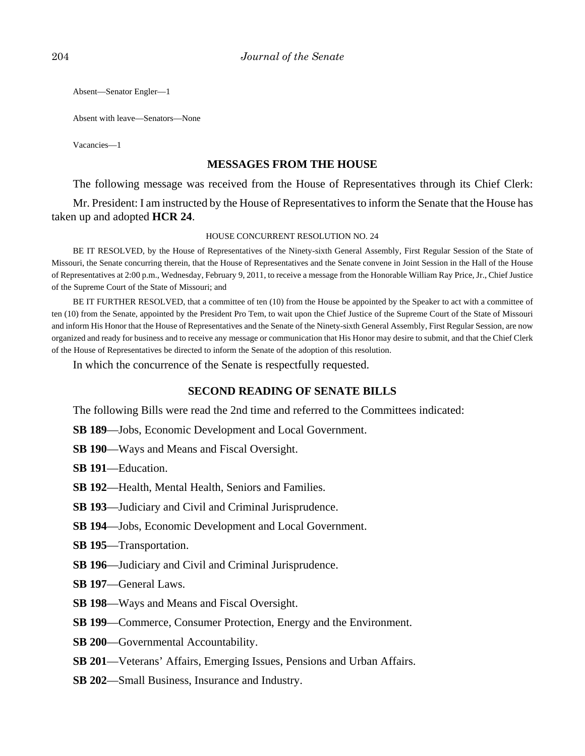Absent—Senator Engler—1

Absent with leave—Senators—None

Vacancies—1

## MESSAGES FROM THE HOUSE

The following message was received from the House of Representatives through its Chief Clerk:

Mr. President: I am instructed by the House of Representatives to inform the Senate that the House has taken up and adopted **HCR 24**.

HOUSE CONCURRENT RESOLUTION NO. 24

BE IT RESOLVED, by the House of Representatives of the Ninety-sixth General Assembly, First Regular Session of the State of Missouri, the Senate concurring therein, that the House of Representatives and the Senate convene in Joint Session in the Hall of the House of Representatives at 2:00 p.m., Wednesday, February 9, 2011, to receive a message from the Honorable William Ray Price, Jr., Chief Justice of the Supreme Court of the State of Missouri; and

BE IT FURTHER RESOLVED, that a committee of ten (10) from the House be appointed by the Speaker to act with a committee of ten (10) from the Senate, appointed by the President Pro Tem, to wait upon the Chief Justice of the Supreme Court of the State of Missouri and inform His Honor that the House of Representatives and the Senate of the Ninety-sixth General Assembly, First Regular Session, are now organized and ready for business and to receive any message or communication that His Honor may desire to submit, and that the Chief Clerk of the House of Representatives be directed to inform the Senate of the adoption of this resolution.

In which the concurrence of the Senate is respectfully requested.

## SECOND READING OF SENATE BILLS

The following Bills were read the 2nd time and referred to the Committees indicated:

**SB 189**—Jobs, Economic Development and Local Government.

**SB 190**—Ways and Means and Fiscal Oversight.

**SB 191**—Education.

**SB 192**—Health, Mental Health, Seniors and Families.

**SB 193**—Judiciary and Civil and Criminal Jurisprudence.

**SB 194**—Jobs, Economic Development and Local Government.

**SB 195**—Transportation.

**SB 196**—Judiciary and Civil and Criminal Jurisprudence.

**SB 197**—General Laws.

**SB 198**—Ways and Means and Fiscal Oversight.

**SB 199**—Commerce, Consumer Protection, Energy and the Environment.

**SB 200**—Governmental Accountability.

**SB 201**—Veterans' Affairs, Emerging Issues, Pensions and Urban Affairs.

**SB 202**—Small Business, Insurance and Industry.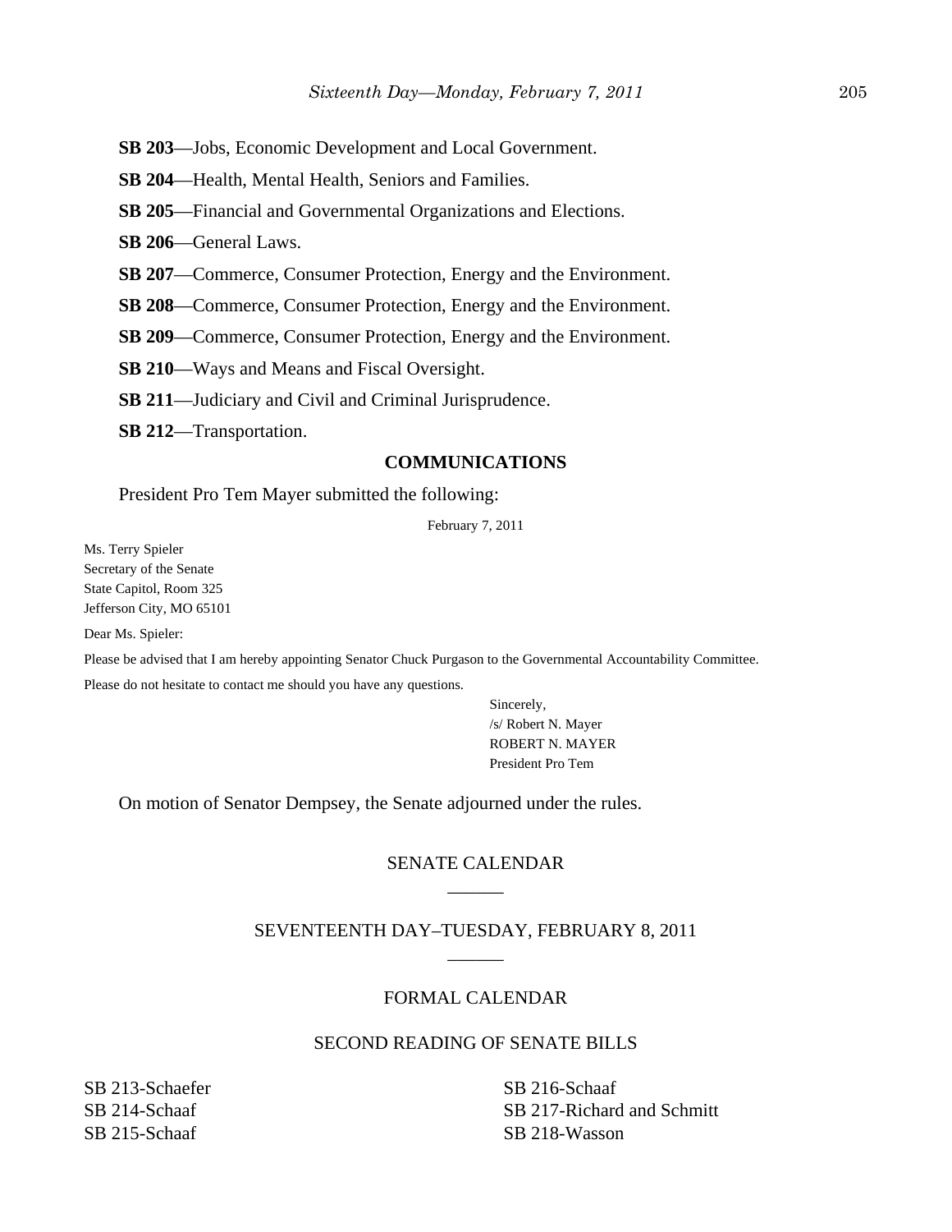**SB 203**—Jobs, Economic Development and Local Government.

**SB 204**—Health, Mental Health, Seniors and Families.

**SB 205**—Financial and Governmental Organizations and Elections.

**SB 206**—General Laws.

**SB 207**—Commerce, Consumer Protection, Energy and the Environment.

**SB 208**—Commerce, Consumer Protection, Energy and the Environment.

**SB 209**—Commerce, Consumer Protection, Energy and the Environment.

**SB 210**—Ways and Means and Fiscal Oversight.

**SB 211**—Judiciary and Civil and Criminal Jurisprudence.

**SB 212**—Transportation.

## COMMUNICATIONS

President Pro Tem Mayer submitted the following:

February 7, 2011

Ms. Terry Spieler
Secretary of the Senate
State Capitol, Room 325
Jefferson City, MO 65101

Dear Ms. Spieler:

Please be advised that I am hereby appointing Senator Chuck Purgason to the Governmental Accountability Committee.

Please do not hesitate to contact me should you have any questions.

Sincerely,
/s/ Robert N. Mayer
ROBERT N. MAYER
President Pro Tem

On motion of Senator Dempsey, the Senate adjourned under the rules.

## SENATE CALENDAR

## SEVENTEENTH DAY–TUESDAY, FEBRUARY 8, 2011

### FORMAL CALENDAR

### SECOND READING OF SENATE BILLS

SB 213-Schaefer
SB 214-Schaaf
SB 215-Schaaf
SB 216-Schaaf
SB 217-Richard and Schmitt
SB 218-Wasson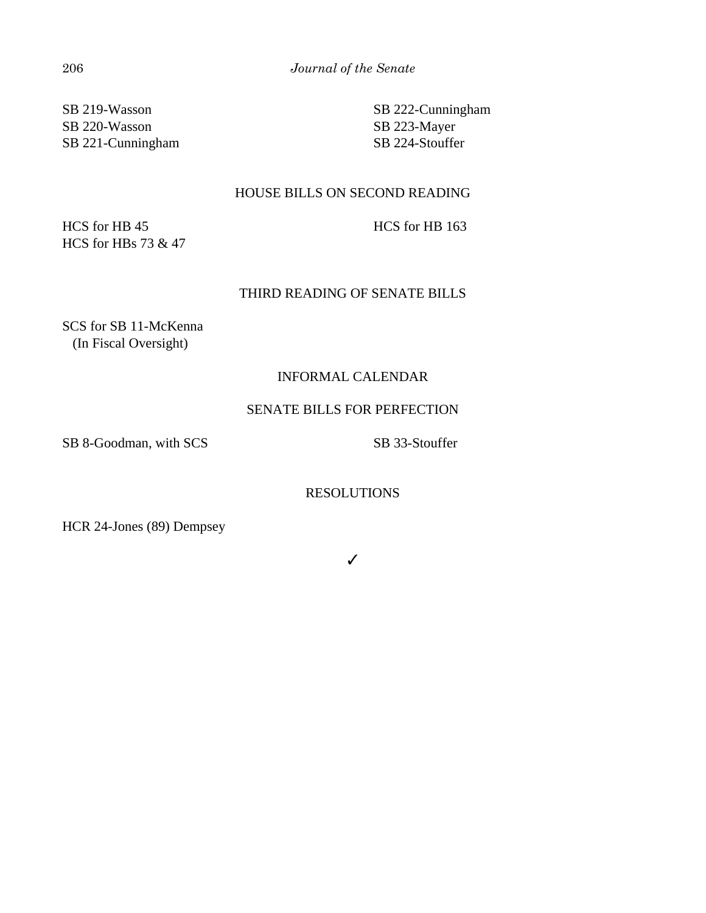SB 219-Wasson
SB 220-Wasson
SB 221-Cunningham
SB 222-Cunningham
SB 223-Mayer
SB 224-Stouffer

## HOUSE BILLS ON SECOND READING

HCS for HB 45
HCS for HBs 73 & 47
HCS for HB 163

## THIRD READING OF SENATE BILLS

SCS for SB 11-McKenna
(In Fiscal Oversight)

## INFORMAL CALENDAR

## SENATE BILLS FOR PERFECTION

SB 8-Goodman, with SCS
SB 33-Stouffer

## RESOLUTIONS

HCR 24-Jones (89) Dempsey

✓